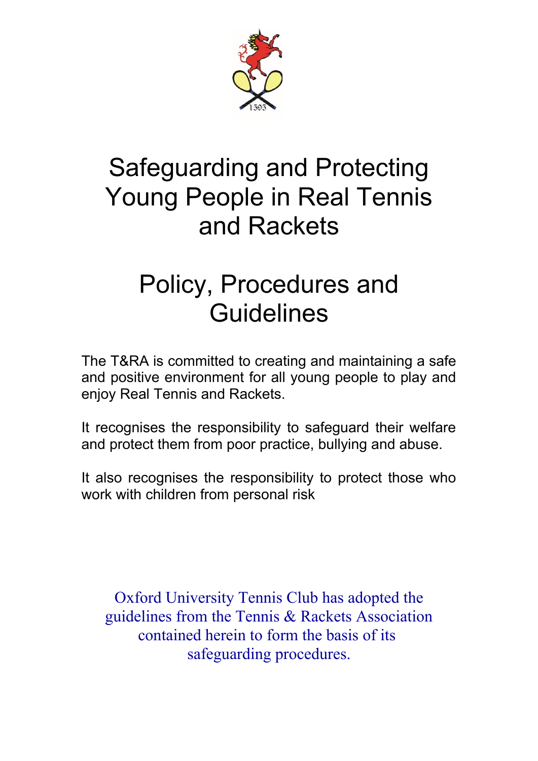# Safeguarding and Protecting Young People in Real Tennis and Rackets

# Policy, Procedures and Guidelines

The T&RA is committed to creating and maintaining a safe and positive environment for all young people to play and enjoy Real Tennis and Rackets.

It recognises the responsibility to safeguard their welfare and protect them from poor practice, bullying and abuse.

It also recognises the responsibility to protect those who work with children from personal risk

Oxford University Tennis Club has adopted the guidelines from the Tennis & Rackets Association contained herein to form the basis of its safeguarding procedures.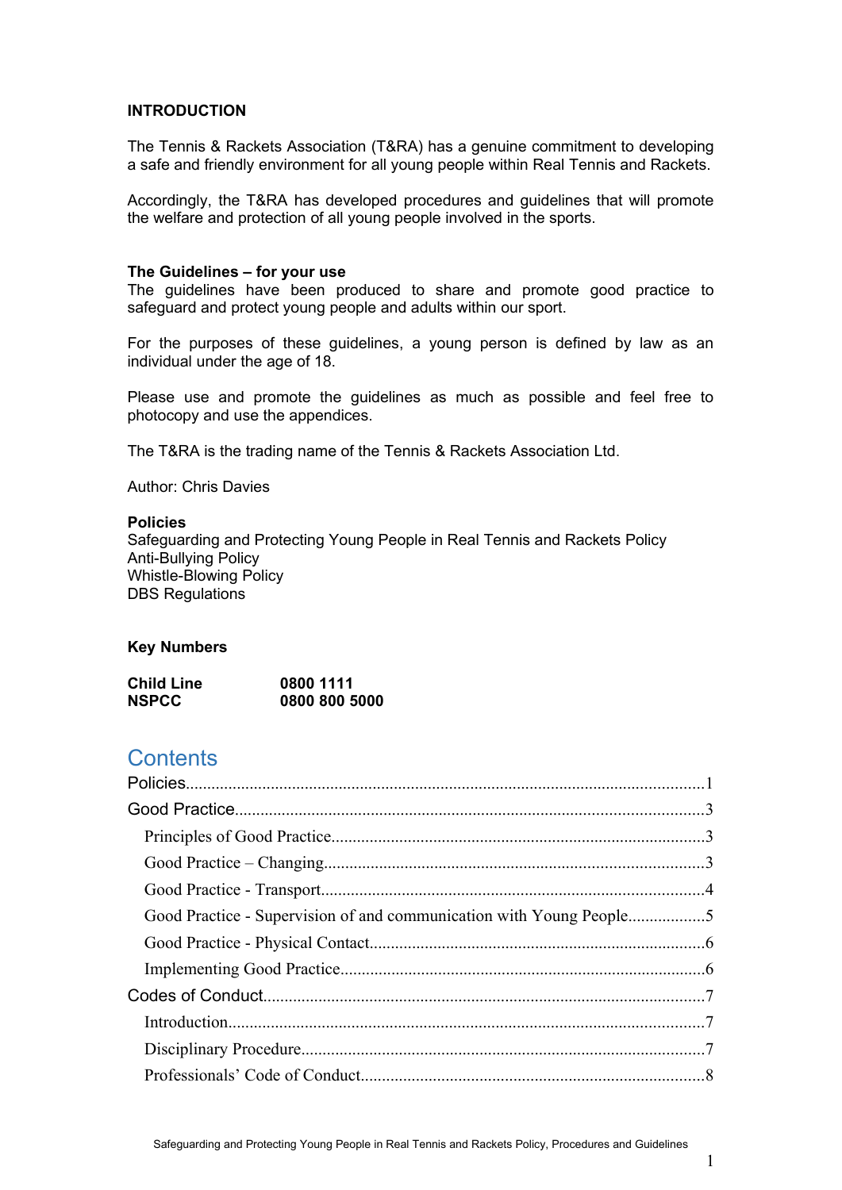## INTRODUCTION

The Tennis & Rackets Association (T&RA) has a genuine commitment to developing a safe and friendly environment for all young people within Real Tennis and Rackets.

Accordingly, the T&RA has developed procedures and guidelines that will promote the welfare and protection of all young people involved in the sports.

**The Guidelines – for your use**
The guidelines have been produced to share and promote good practice to safeguard and protect young people and adults within our sport.

For the purposes of these guidelines, a young person is defined by law as an individual under the age of 18.

Please use and promote the guidelines as much as possible and feel free to photocopy and use the appendices.

The T&RA is the trading name of the Tennis & Rackets Association Ltd.

Author: Chris Davies

**Policies**
Safeguarding and Protecting Young People in Real Tennis and Rackets Policy
Anti-Bullying Policy
Whistle-Blowing Policy
DBS Regulations

**Key Numbers**

| | |
|---|---|
| **Child Line** | **0800 1111** |
| **NSPCC** | **0800 800 5000** |

# Contents

Policies....................1
Good Practice....................3
- Principles of Good Practice....................3
- Good Practice – Changing....................3
- Good Practice - Transport....................4
- Good Practice - Supervision of and communication with Young People....................5
- Good Practice - Physical Contact....................6
- Implementing Good Practice....................6

Codes of Conduct....................7
- Introduction....................7
- Disciplinary Procedure....................7
- Professionals' Code of Conduct....................8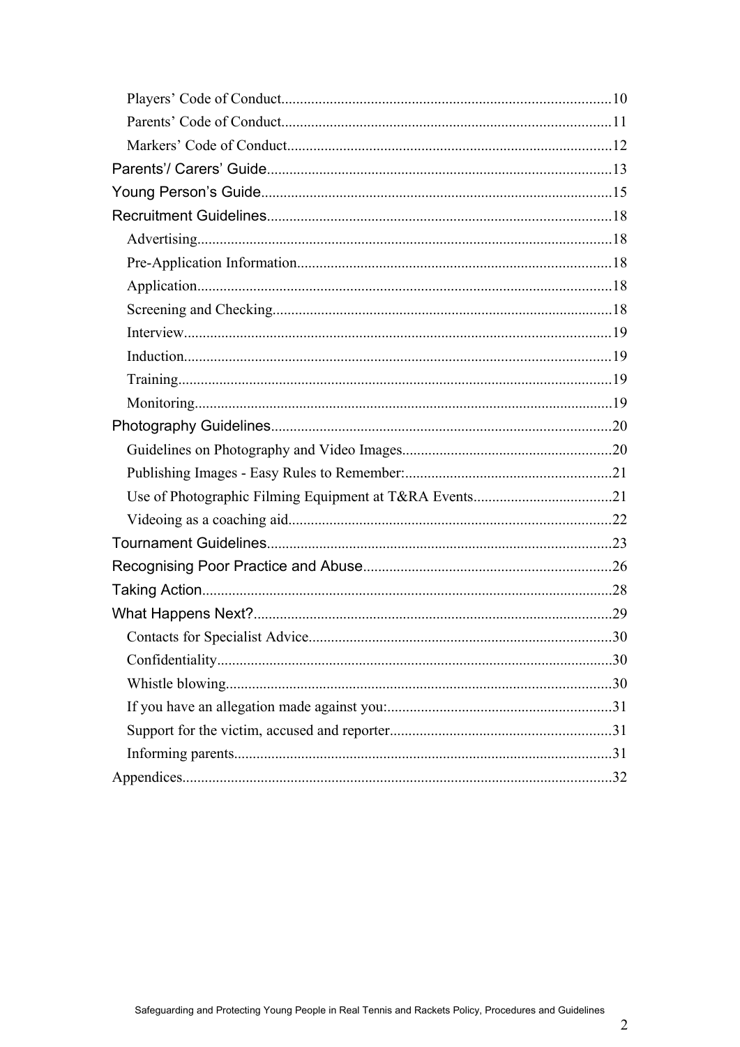Players' Code of Conduct.......................................................................................10
Parents' Code of Conduct.......................................................................................11
Markers' Code of Conduct......................................................................................12
Parents'/ Carers' Guide...........................................................................................13
Young Person's Guide.............................................................................................15
Recruitment Guidelines...........................................................................................18
Advertising..............................................................................................................18
Pre-Application Information...................................................................................18
Application..............................................................................................................18
Screening and Checking..........................................................................................18
Interview..................................................................................................................19
Induction..................................................................................................................19
Training...................................................................................................................19
Monitoring...............................................................................................................19
Photography Guidelines..........................................................................................20
Guidelines on Photography and Video Images........................................................20
Publishing Images - Easy Rules to Remember:.......................................................21
Use of Photographic Filming Equipment at T&RA Events.....................................21
Videoing as a coaching aid......................................................................................22
Tournament Guidelines...........................................................................................23
Recognising Poor Practice and Abuse.....................................................................26
Taking Action............................................................................................................28
What Happens Next?...............................................................................................29
Contacts for Specialist Advice.................................................................................30
Confidentiality.........................................................................................................30
Whistle blowing.......................................................................................................30
If you have an allegation made against you:............................................................31
Support for the victim, accused and reporter...........................................................31
Informing parents....................................................................................................31
Appendices..................................................................................................................32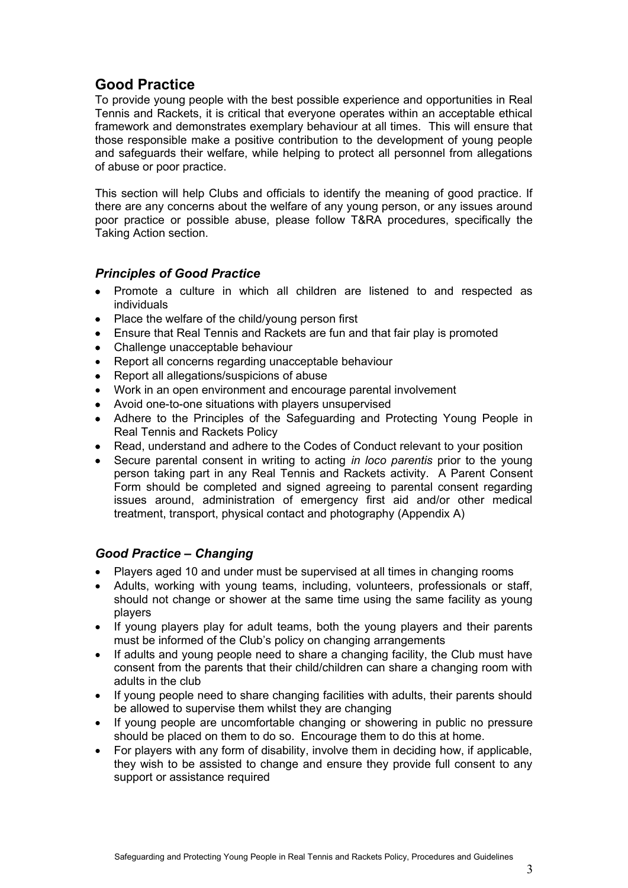## Good Practice

To provide young people with the best possible experience and opportunities in Real Tennis and Rackets, it is critical that everyone operates within an acceptable ethical framework and demonstrates exemplary behaviour at all times. This will ensure that those responsible make a positive contribution to the development of young people and safeguards their welfare, while helping to protect all personnel from allegations of abuse or poor practice.

This section will help Clubs and officials to identify the meaning of good practice. If there are any concerns about the welfare of any young person, or any issues around poor practice or possible abuse, please follow T&RA procedures, specifically the Taking Action section.

### *Principles of Good Practice*

- Promote a culture in which all children are listened to and respected as individuals
- Place the welfare of the child/young person first
- Ensure that Real Tennis and Rackets are fun and that fair play is promoted
- Challenge unacceptable behaviour
- Report all concerns regarding unacceptable behaviour
- Report all allegations/suspicions of abuse
- Work in an open environment and encourage parental involvement
- Avoid one-to-one situations with players unsupervised
- Adhere to the Principles of the Safeguarding and Protecting Young People in Real Tennis and Rackets Policy
- Read, understand and adhere to the Codes of Conduct relevant to your position
- Secure parental consent in writing to acting *in loco parentis* prior to the young person taking part in any Real Tennis and Rackets activity. A Parent Consent Form should be completed and signed agreeing to parental consent regarding issues around, administration of emergency first aid and/or other medical treatment, transport, physical contact and photography (Appendix A)

### *Good Practice – Changing*

- Players aged 10 and under must be supervised at all times in changing rooms
- Adults, working with young teams, including, volunteers, professionals or staff, should not change or shower at the same time using the same facility as young players
- If young players play for adult teams, both the young players and their parents must be informed of the Club's policy on changing arrangements
- If adults and young people need to share a changing facility, the Club must have consent from the parents that their child/children can share a changing room with adults in the club
- If young people need to share changing facilities with adults, their parents should be allowed to supervise them whilst they are changing
- If young people are uncomfortable changing or showering in public no pressure should be placed on them to do so. Encourage them to do this at home.
- For players with any form of disability, involve them in deciding how, if applicable, they wish to be assisted to change and ensure they provide full consent to any support or assistance required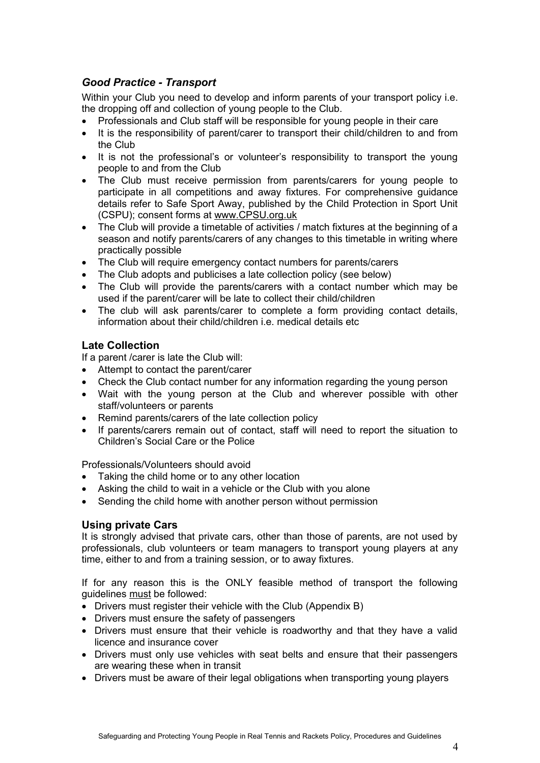## *Good Practice - Transport*

Within your Club you need to develop and inform parents of your transport policy i.e. the dropping off and collection of young people to the Club.

- Professionals and Club staff will be responsible for young people in their care
- It is the responsibility of parent/carer to transport their child/children to and from the Club
- It is not the professional's or volunteer's responsibility to transport the young people to and from the Club
- The Club must receive permission from parents/carers for young people to participate in all competitions and away fixtures. For comprehensive guidance details refer to Safe Sport Away, published by the Child Protection in Sport Unit (CSPU); consent forms at www.CPSU.org.uk
- The Club will provide a timetable of activities / match fixtures at the beginning of a season and notify parents/carers of any changes to this timetable in writing where practically possible
- The Club will require emergency contact numbers for parents/carers
- The Club adopts and publicises a late collection policy (see below)
- The Club will provide the parents/carers with a contact number which may be used if the parent/carer will be late to collect their child/children
- The club will ask parents/carer to complete a form providing contact details, information about their child/children i.e. medical details etc

### Late Collection

If a parent /carer is late the Club will:

- Attempt to contact the parent/carer
- Check the Club contact number for any information regarding the young person
- Wait with the young person at the Club and wherever possible with other staff/volunteers or parents
- Remind parents/carers of the late collection policy
- If parents/carers remain out of contact, staff will need to report the situation to Children's Social Care or the Police

Professionals/Volunteers should avoid

- Taking the child home or to any other location
- Asking the child to wait in a vehicle or the Club with you alone
- Sending the child home with another person without permission

### Using private Cars

It is strongly advised that private cars, other than those of parents, are not used by professionals, club volunteers or team managers to transport young players at any time, either to and from a training session, or to away fixtures.

If for any reason this is the ONLY feasible method of transport the following guidelines <u>must</u> be followed:

- Drivers must register their vehicle with the Club (Appendix B)
- Drivers must ensure the safety of passengers
- Drivers must ensure that their vehicle is roadworthy and that they have a valid licence and insurance cover
- Drivers must only use vehicles with seat belts and ensure that their passengers are wearing these when in transit
- Drivers must be aware of their legal obligations when transporting young players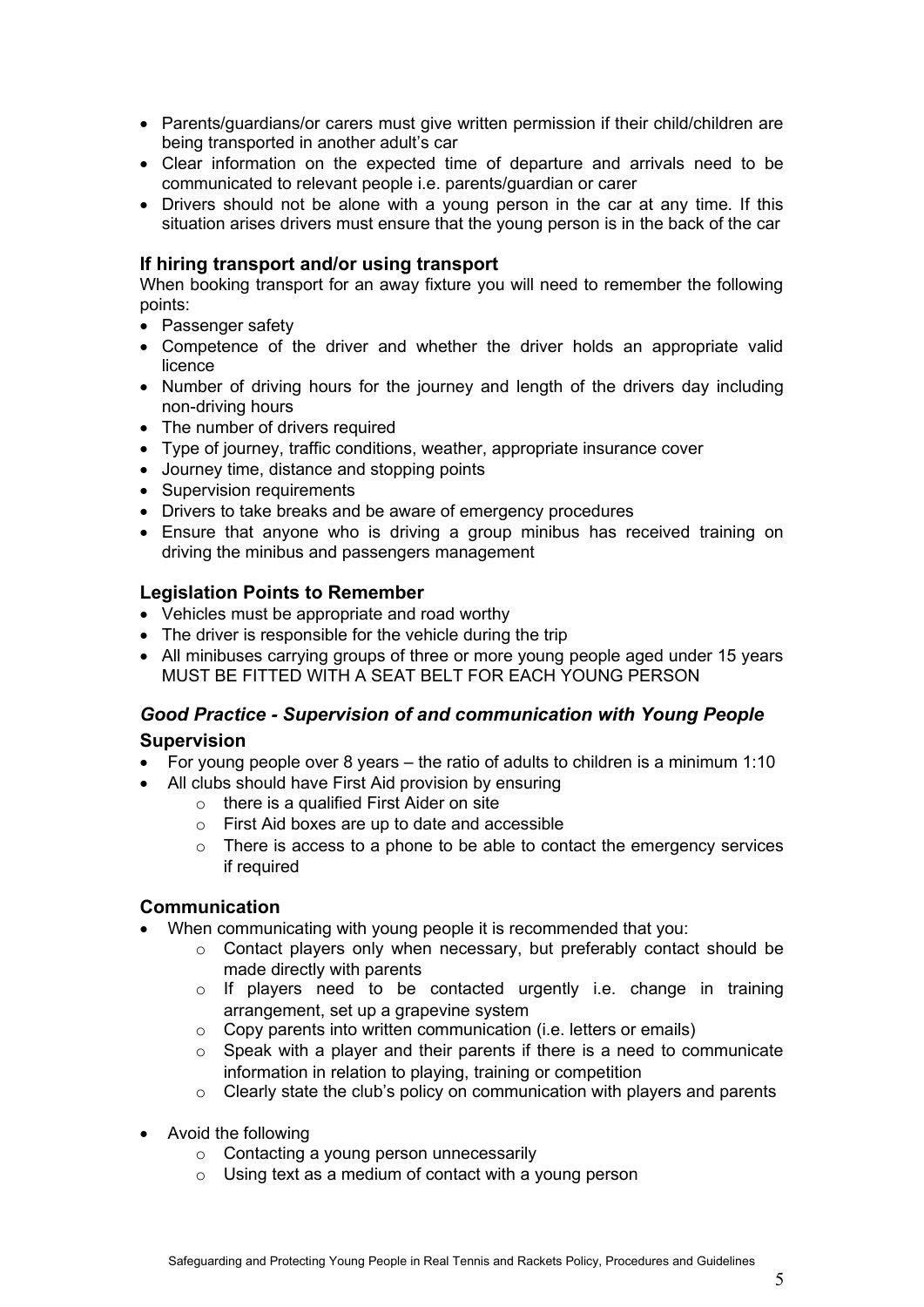- Parents/guardians/or carers must give written permission if their child/children are being transported in another adult's car
- Clear information on the expected time of departure and arrivals need to be communicated to relevant people i.e. parents/guardian or carer
- Drivers should not be alone with a young person in the car at any time. If this situation arises drivers must ensure that the young person is in the back of the car

### If hiring transport and/or using transport

When booking transport for an away fixture you will need to remember the following points:

- Passenger safety
- Competence of the driver and whether the driver holds an appropriate valid licence
- Number of driving hours for the journey and length of the drivers day including non-driving hours
- The number of drivers required
- Type of journey, traffic conditions, weather, appropriate insurance cover
- Journey time, distance and stopping points
- Supervision requirements
- Drivers to take breaks and be aware of emergency procedures
- Ensure that anyone who is driving a group minibus has received training on driving the minibus and passengers management

### Legislation Points to Remember

- Vehicles must be appropriate and road worthy
- The driver is responsible for the vehicle during the trip
- All minibuses carrying groups of three or more young people aged under 15 years MUST BE FITTED WITH A SEAT BELT FOR EACH YOUNG PERSON

## *Good Practice - Supervision of and communication with Young People*

### Supervision

- For young people over 8 years – the ratio of adults to children is a minimum 1:10
- All clubs should have First Aid provision by ensuring
  - there is a qualified First Aider on site
  - First Aid boxes are up to date and accessible
  - There is access to a phone to be able to contact the emergency services if required

### Communication

- When communicating with young people it is recommended that you:
  - Contact players only when necessary, but preferably contact should be made directly with parents
  - If players need to be contacted urgently i.e. change in training arrangement, set up a grapevine system
  - Copy parents into written communication (i.e. letters or emails)
  - Speak with a player and their parents if there is a need to communicate information in relation to playing, training or competition
  - Clearly state the club's policy on communication with players and parents

- Avoid the following
  - Contacting a young person unnecessarily
  - Using text as a medium of contact with a young person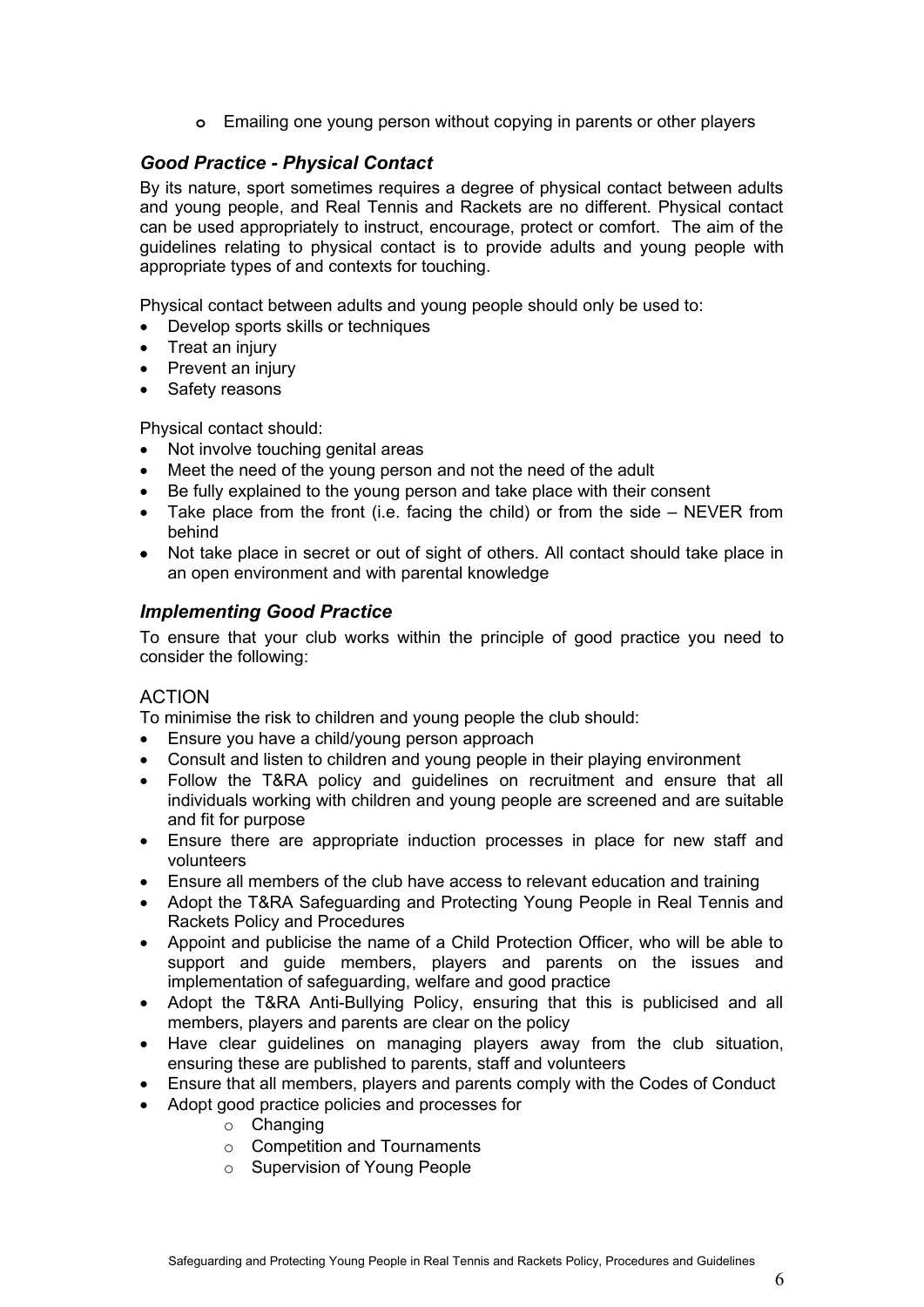- Emailing one young person without copying in parents or other players

### *Good Practice - Physical Contact*

By its nature, sport sometimes requires a degree of physical contact between adults and young people, and Real Tennis and Rackets are no different. Physical contact can be used appropriately to instruct, encourage, protect or comfort. The aim of the guidelines relating to physical contact is to provide adults and young people with appropriate types of and contexts for touching.

Physical contact between adults and young people should only be used to:

- Develop sports skills or techniques
- Treat an injury
- Prevent an injury
- Safety reasons

Physical contact should:

- Not involve touching genital areas
- Meet the need of the young person and not the need of the adult
- Be fully explained to the young person and take place with their consent
- Take place from the front (i.e. facing the child) or from the side – NEVER from behind
- Not take place in secret or out of sight of others. All contact should take place in an open environment and with parental knowledge

### *Implementing Good Practice*

To ensure that your club works within the principle of good practice you need to consider the following:

#### ACTION

To minimise the risk to children and young people the club should:

- Ensure you have a child/young person approach
- Consult and listen to children and young people in their playing environment
- Follow the T&RA policy and guidelines on recruitment and ensure that all individuals working with children and young people are screened and are suitable and fit for purpose
- Ensure there are appropriate induction processes in place for new staff and volunteers
- Ensure all members of the club have access to relevant education and training
- Adopt the T&RA Safeguarding and Protecting Young People in Real Tennis and Rackets Policy and Procedures
- Appoint and publicise the name of a Child Protection Officer, who will be able to support and guide members, players and parents on the issues and implementation of safeguarding, welfare and good practice
- Adopt the T&RA Anti-Bullying Policy, ensuring that this is publicised and all members, players and parents are clear on the policy
- Have clear guidelines on managing players away from the club situation, ensuring these are published to parents, staff and volunteers
- Ensure that all members, players and parents comply with the Codes of Conduct
- Adopt good practice policies and processes for
  - Changing
  - Competition and Tournaments
  - Supervision of Young People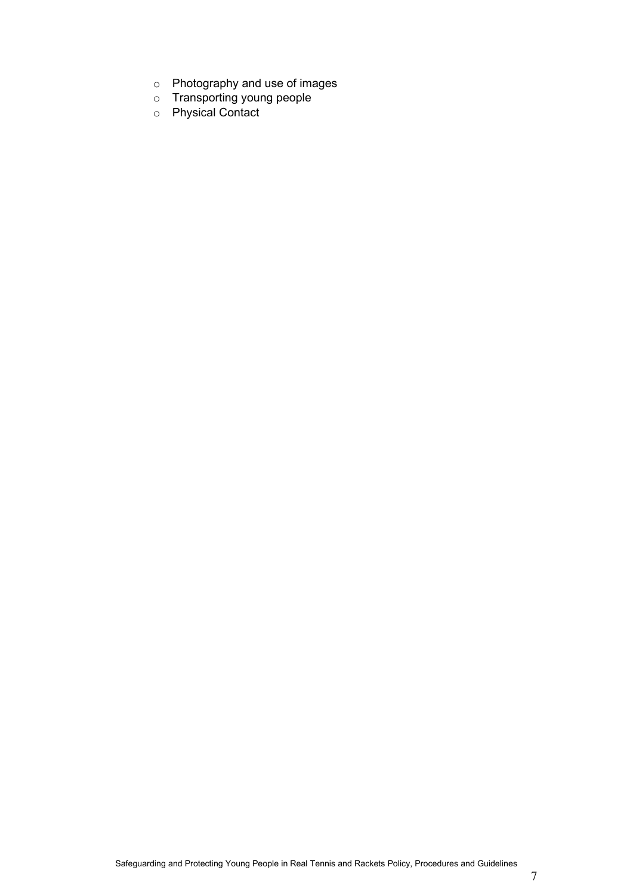- Photography and use of images
- Transporting young people
- Physical Contact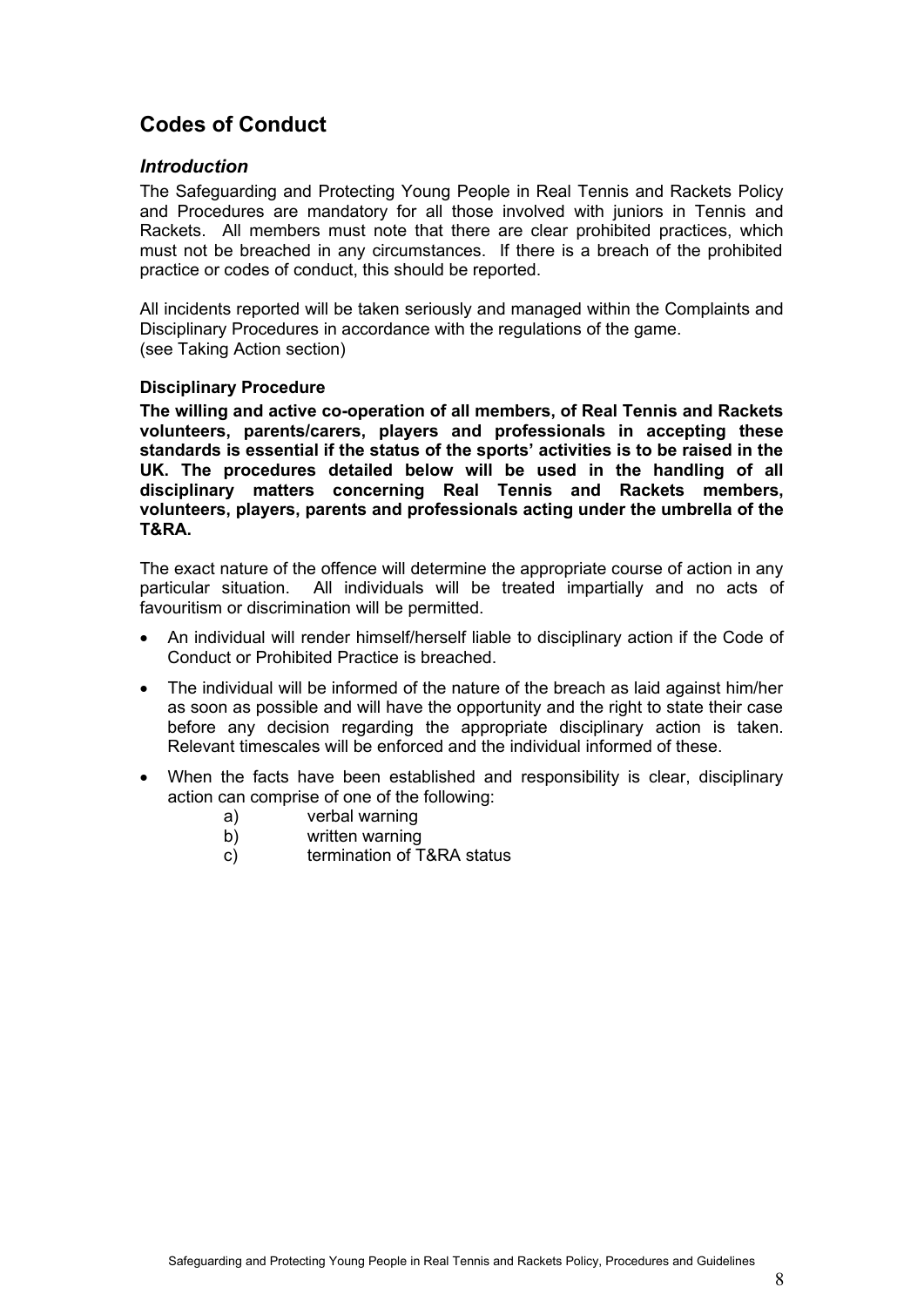## Codes of Conduct

### *Introduction*

The Safeguarding and Protecting Young People in Real Tennis and Rackets Policy and Procedures are mandatory for all those involved with juniors in Tennis and Rackets. All members must note that there are clear prohibited practices, which must not be breached in any circumstances. If there is a breach of the prohibited practice or codes of conduct, this should be reported.

All incidents reported will be taken seriously and managed within the Complaints and Disciplinary Procedures in accordance with the regulations of the game. (see Taking Action section)

#### Disciplinary Procedure

**The willing and active co-operation of all members, of Real Tennis and Rackets volunteers, parents/carers, players and professionals in accepting these standards is essential if the status of the sports' activities is to be raised in the UK. The procedures detailed below will be used in the handling of all disciplinary matters concerning Real Tennis and Rackets members, volunteers, players, parents and professionals acting under the umbrella of the T&RA.**

The exact nature of the offence will determine the appropriate course of action in any particular situation. All individuals will be treated impartially and no acts of favouritism or discrimination will be permitted.

- An individual will render himself/herself liable to disciplinary action if the Code of Conduct or Prohibited Practice is breached.
- The individual will be informed of the nature of the breach as laid against him/her as soon as possible and will have the opportunity and the right to state their case before any decision regarding the appropriate disciplinary action is taken. Relevant timescales will be enforced and the individual informed of these.
- When the facts have been established and responsibility is clear, disciplinary action can comprise of one of the following:
  - a) verbal warning
  - b) written warning
  - c) termination of T&RA status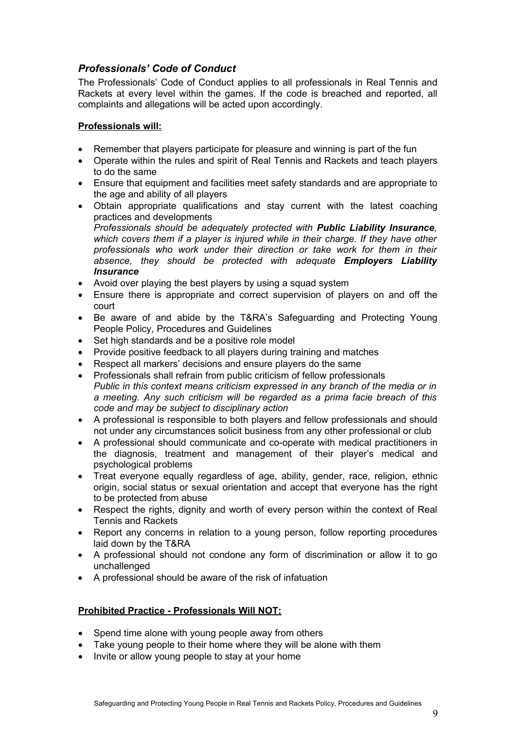## *Professionals' Code of Conduct*

The Professionals' Code of Conduct applies to all professionals in Real Tennis and Rackets at every level within the games. If the code is breached and reported, all complaints and allegations will be acted upon accordingly.

**Professionals will:**

- Remember that players participate for pleasure and winning is part of the fun
- Operate within the rules and spirit of Real Tennis and Rackets and teach players to do the same
- Ensure that equipment and facilities meet safety standards and are appropriate to the age and ability of all players
- Obtain appropriate qualifications and stay current with the latest coaching practices and developments
  *Professionals should be adequately protected with **Public Liability Insurance**, which covers them if a player is injured while in their charge. If they have other professionals who work under their direction or take work for them in their absence, they should be protected with adequate **Employers Liability Insurance***
- Avoid over playing the best players by using a squad system
- Ensure there is appropriate and correct supervision of players on and off the court
- Be aware of and abide by the T&RA's Safeguarding and Protecting Young People Policy, Procedures and Guidelines
- Set high standards and be a positive role model
- Provide positive feedback to all players during training and matches
- Respect all markers' decisions and ensure players do the same
- Professionals shall refrain from public criticism of fellow professionals
  *Public in this context means criticism expressed in any branch of the media or in a meeting. Any such criticism will be regarded as a prima facie breach of this code and may be subject to disciplinary action*
- A professional is responsible to both players and fellow professionals and should not under any circumstances solicit business from any other professional or club
- A professional should communicate and co-operate with medical practitioners in the diagnosis, treatment and management of their player's medical and psychological problems
- Treat everyone equally regardless of age, ability, gender, race, religion, ethnic origin, social status or sexual orientation and accept that everyone has the right to be protected from abuse
- Respect the rights, dignity and worth of every person within the context of Real Tennis and Rackets
- Report any concerns in relation to a young person, follow reporting procedures laid down by the T&RA
- A professional should not condone any form of discrimination or allow it to go unchallenged
- A professional should be aware of the risk of infatuation

**Prohibited Practice - Professionals Will NOT:**

- Spend time alone with young people away from others
- Take young people to their home where they will be alone with them
- Invite or allow young people to stay at your home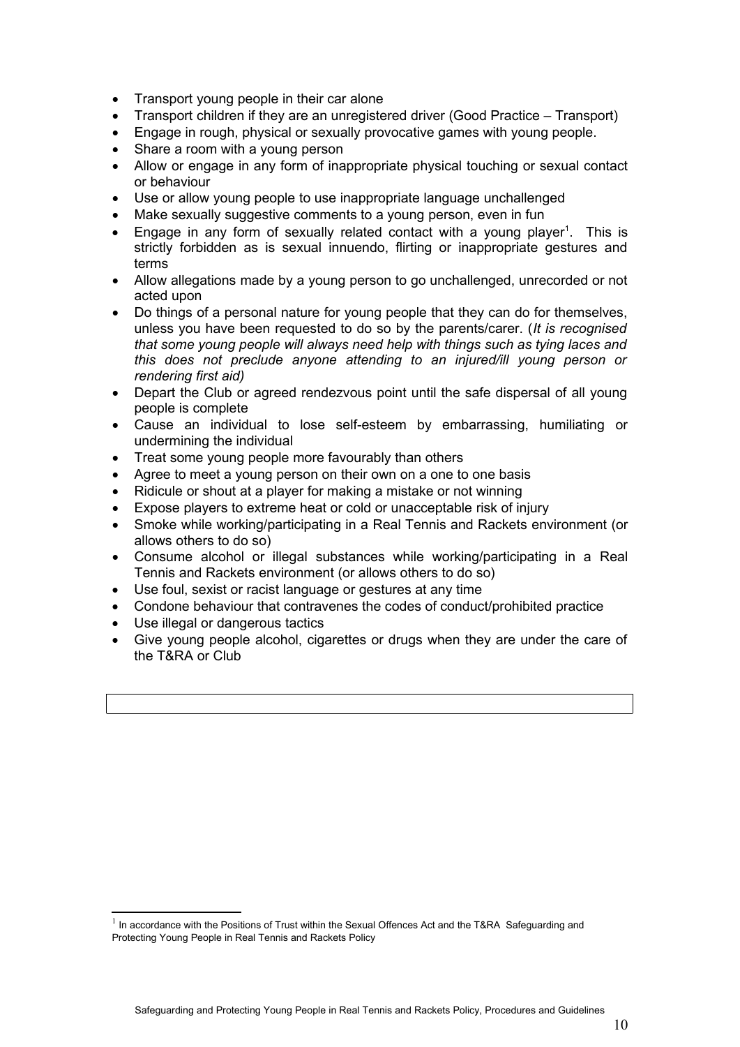- Transport young people in their car alone
- Transport children if they are an unregistered driver (Good Practice – Transport)
- Engage in rough, physical or sexually provocative games with young people.
- Share a room with a young person
- Allow or engage in any form of inappropriate physical touching or sexual contact or behaviour
- Use or allow young people to use inappropriate language unchallenged
- Make sexually suggestive comments to a young person, even in fun
- Engage in any form of sexually related contact with a young player[1]. This is strictly forbidden as is sexual innuendo, flirting or inappropriate gestures and terms
- Allow allegations made by a young person to go unchallenged, unrecorded or not acted upon
- Do things of a personal nature for young people that they can do for themselves, unless you have been requested to do so by the parents/carer. (*It is recognised that some young people will always need help with things such as tying laces and this does not preclude anyone attending to an injured/ill young person or rendering first aid)*
- Depart the Club or agreed rendezvous point until the safe dispersal of all young people is complete
- Cause an individual to lose self-esteem by embarrassing, humiliating or undermining the individual
- Treat some young people more favourably than others
- Agree to meet a young person on their own on a one to one basis
- Ridicule or shout at a player for making a mistake or not winning
- Expose players to extreme heat or cold or unacceptable risk of injury
- Smoke while working/participating in a Real Tennis and Rackets environment (or allows others to do so)
- Consume alcohol or illegal substances while working/participating in a Real Tennis and Rackets environment (or allows others to do so)
- Use foul, sexist or racist language or gestures at any time
- Condone behaviour that contravenes the codes of conduct/prohibited practice
- Use illegal or dangerous tactics
- Give young people alcohol, cigarettes or drugs when they are under the care of the T&RA or Club

[1] In accordance with the Positions of Trust within the Sexual Offences Act and the T&RA Safeguarding and Protecting Young People in Real Tennis and Rackets Policy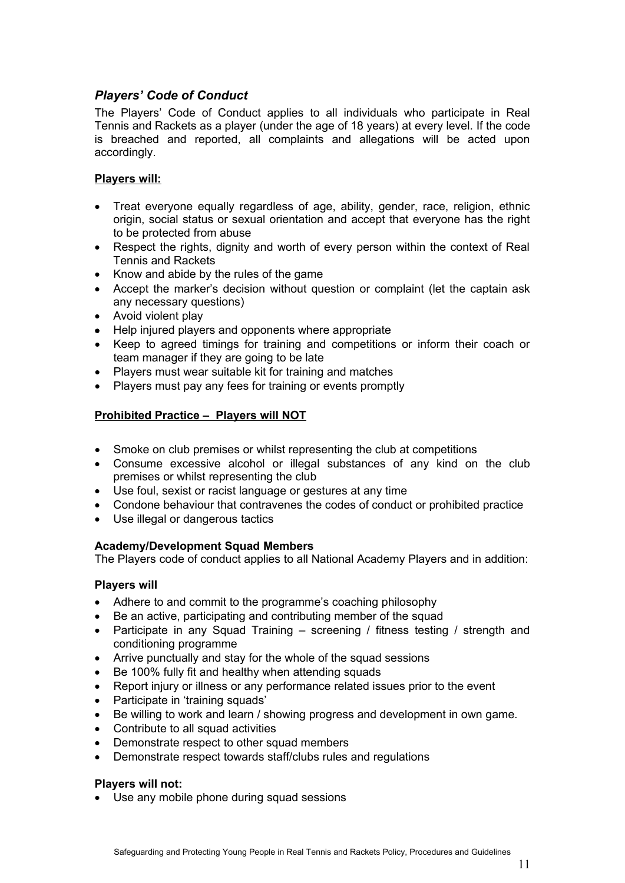## *Players' Code of Conduct*

The Players' Code of Conduct applies to all individuals who participate in Real Tennis and Rackets as a player (under the age of 18 years) at every level. If the code is breached and reported, all complaints and allegations will be acted upon accordingly.

**Players will:**

- Treat everyone equally regardless of age, ability, gender, race, religion, ethnic origin, social status or sexual orientation and accept that everyone has the right to be protected from abuse
- Respect the rights, dignity and worth of every person within the context of Real Tennis and Rackets
- Know and abide by the rules of the game
- Accept the marker's decision without question or complaint (let the captain ask any necessary questions)
- Avoid violent play
- Help injured players and opponents where appropriate
- Keep to agreed timings for training and competitions or inform their coach or team manager if they are going to be late
- Players must wear suitable kit for training and matches
- Players must pay any fees for training or events promptly

**Prohibited Practice – Players will NOT**

- Smoke on club premises or whilst representing the club at competitions
- Consume excessive alcohol or illegal substances of any kind on the club premises or whilst representing the club
- Use foul, sexist or racist language or gestures at any time
- Condone behaviour that contravenes the codes of conduct or prohibited practice
- Use illegal or dangerous tactics

**Academy/Development Squad Members**

The Players code of conduct applies to all National Academy Players and in addition:

**Players will**

- Adhere to and commit to the programme's coaching philosophy
- Be an active, participating and contributing member of the squad
- Participate in any Squad Training – screening / fitness testing / strength and conditioning programme
- Arrive punctually and stay for the whole of the squad sessions
- Be 100% fully fit and healthy when attending squads
- Report injury or illness or any performance related issues prior to the event
- Participate in 'training squads'
- Be willing to work and learn / showing progress and development in own game.
- Contribute to all squad activities
- Demonstrate respect to other squad members
- Demonstrate respect towards staff/clubs rules and regulations

**Players will not:**

- Use any mobile phone during squad sessions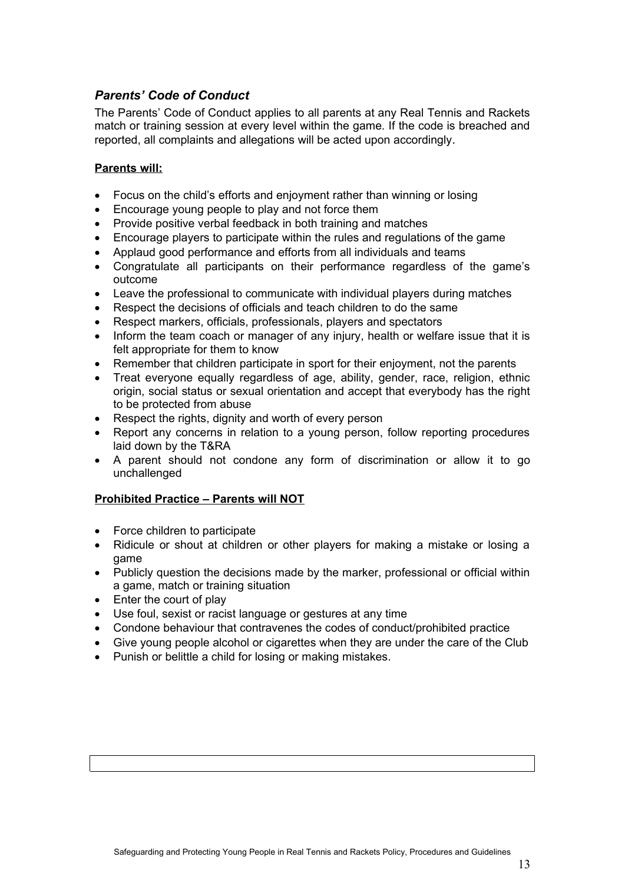## *Parents' Code of Conduct*

The Parents' Code of Conduct applies to all parents at any Real Tennis and Rackets match or training session at every level within the game. If the code is breached and reported, all complaints and allegations will be acted upon accordingly.

**Parents will:**

- Focus on the child's efforts and enjoyment rather than winning or losing
- Encourage young people to play and not force them
- Provide positive verbal feedback in both training and matches
- Encourage players to participate within the rules and regulations of the game
- Applaud good performance and efforts from all individuals and teams
- Congratulate all participants on their performance regardless of the game's outcome
- Leave the professional to communicate with individual players during matches
- Respect the decisions of officials and teach children to do the same
- Respect markers, officials, professionals, players and spectators
- Inform the team coach or manager of any injury, health or welfare issue that it is felt appropriate for them to know
- Remember that children participate in sport for their enjoyment, not the parents
- Treat everyone equally regardless of age, ability, gender, race, religion, ethnic origin, social status or sexual orientation and accept that everybody has the right to be protected from abuse
- Respect the rights, dignity and worth of every person
- Report any concerns in relation to a young person, follow reporting procedures laid down by the T&RA
- A parent should not condone any form of discrimination or allow it to go unchallenged

**Prohibited Practice – Parents will NOT**

- Force children to participate
- Ridicule or shout at children or other players for making a mistake or losing a game
- Publicly question the decisions made by the marker, professional or official within a game, match or training situation
- Enter the court of play
- Use foul, sexist or racist language or gestures at any time
- Condone behaviour that contravenes the codes of conduct/prohibited practice
- Give young people alcohol or cigarettes when they are under the care of the Club
- Punish or belittle a child for losing or making mistakes.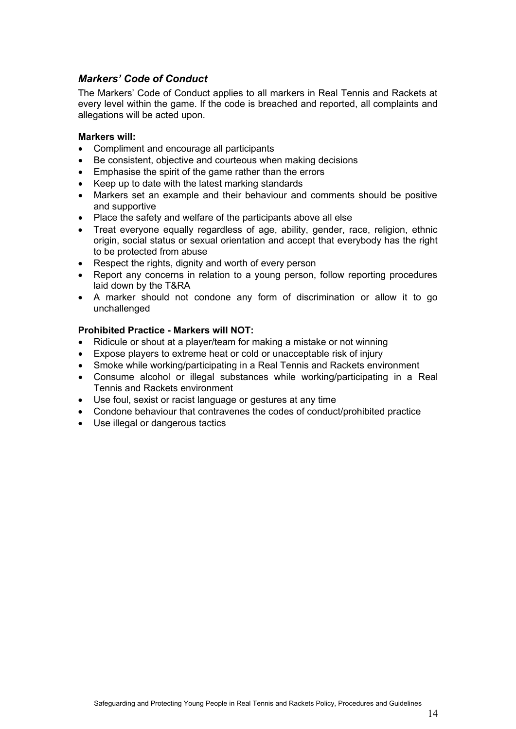### *Markers' Code of Conduct*

The Markers' Code of Conduct applies to all markers in Real Tennis and Rackets at every level within the game. If the code is breached and reported, all complaints and allegations will be acted upon.

**Markers will:**

- Compliment and encourage all participants
- Be consistent, objective and courteous when making decisions
- Emphasise the spirit of the game rather than the errors
- Keep up to date with the latest marking standards
- Markers set an example and their behaviour and comments should be positive and supportive
- Place the safety and welfare of the participants above all else
- Treat everyone equally regardless of age, ability, gender, race, religion, ethnic origin, social status or sexual orientation and accept that everybody has the right to be protected from abuse
- Respect the rights, dignity and worth of every person
- Report any concerns in relation to a young person, follow reporting procedures laid down by the T&RA
- A marker should not condone any form of discrimination or allow it to go unchallenged

**Prohibited Practice - Markers will NOT:**

- Ridicule or shout at a player/team for making a mistake or not winning
- Expose players to extreme heat or cold or unacceptable risk of injury
- Smoke while working/participating in a Real Tennis and Rackets environment
- Consume alcohol or illegal substances while working/participating in a Real Tennis and Rackets environment
- Use foul, sexist or racist language or gestures at any time
- Condone behaviour that contravenes the codes of conduct/prohibited practice
- Use illegal or dangerous tactics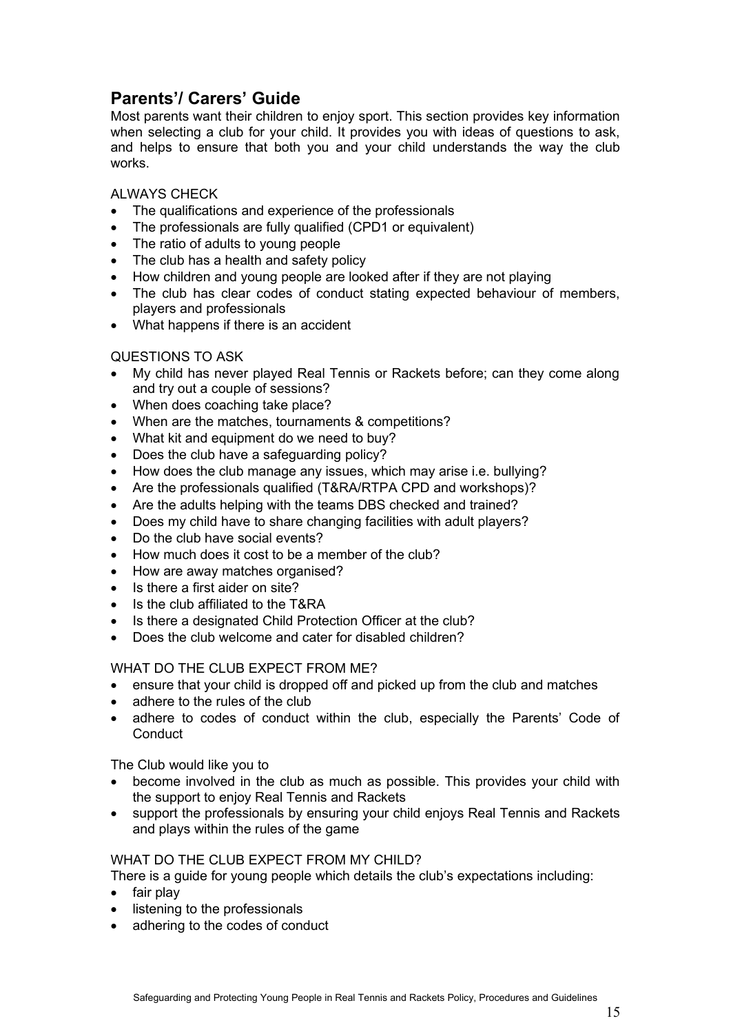## Parents'/ Carers' Guide

Most parents want their children to enjoy sport. This section provides key information when selecting a club for your child. It provides you with ideas of questions to ask, and helps to ensure that both you and your child understands the way the club works.

ALWAYS CHECK

- The qualifications and experience of the professionals
- The professionals are fully qualified (CPD1 or equivalent)
- The ratio of adults to young people
- The club has a health and safety policy
- How children and young people are looked after if they are not playing
- The club has clear codes of conduct stating expected behaviour of members, players and professionals
- What happens if there is an accident

QUESTIONS TO ASK

- My child has never played Real Tennis or Rackets before; can they come along and try out a couple of sessions?
- When does coaching take place?
- When are the matches, tournaments & competitions?
- What kit and equipment do we need to buy?
- Does the club have a safeguarding policy?
- How does the club manage any issues, which may arise i.e. bullying?
- Are the professionals qualified (T&RA/RTPA CPD and workshops)?
- Are the adults helping with the teams DBS checked and trained?
- Does my child have to share changing facilities with adult players?
- Do the club have social events?
- How much does it cost to be a member of the club?
- How are away matches organised?
- Is there a first aider on site?
- Is the club affiliated to the T&RA
- Is there a designated Child Protection Officer at the club?
- Does the club welcome and cater for disabled children?

WHAT DO THE CLUB EXPECT FROM ME?

- ensure that your child is dropped off and picked up from the club and matches
- adhere to the rules of the club
- adhere to codes of conduct within the club, especially the Parents' Code of Conduct

The Club would like you to

- become involved in the club as much as possible. This provides your child with the support to enjoy Real Tennis and Rackets
- support the professionals by ensuring your child enjoys Real Tennis and Rackets and plays within the rules of the game

WHAT DO THE CLUB EXPECT FROM MY CHILD?

There is a guide for young people which details the club's expectations including:

- fair play
- listening to the professionals
- adhering to the codes of conduct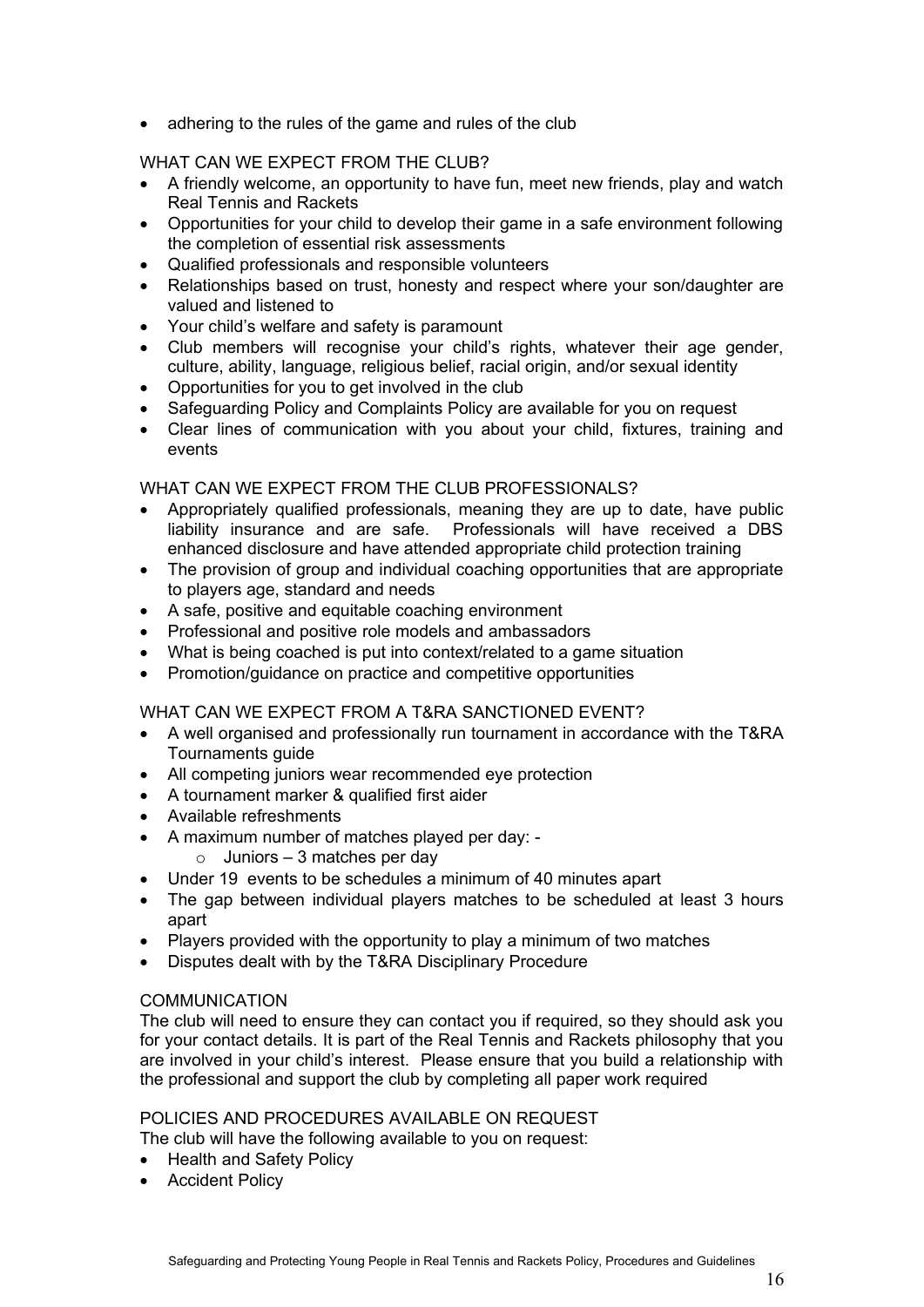- adhering to the rules of the game and rules of the club

WHAT CAN WE EXPECT FROM THE CLUB?

- A friendly welcome, an opportunity to have fun, meet new friends, play and watch Real Tennis and Rackets
- Opportunities for your child to develop their game in a safe environment following the completion of essential risk assessments
- Qualified professionals and responsible volunteers
- Relationships based on trust, honesty and respect where your son/daughter are valued and listened to
- Your child's welfare and safety is paramount
- Club members will recognise your child's rights, whatever their age gender, culture, ability, language, religious belief, racial origin, and/or sexual identity
- Opportunities for you to get involved in the club
- Safeguarding Policy and Complaints Policy are available for you on request
- Clear lines of communication with you about your child, fixtures, training and events

WHAT CAN WE EXPECT FROM THE CLUB PROFESSIONALS?

- Appropriately qualified professionals, meaning they are up to date, have public liability insurance and are safe. Professionals will have received a DBS enhanced disclosure and have attended appropriate child protection training
- The provision of group and individual coaching opportunities that are appropriate to players age, standard and needs
- A safe, positive and equitable coaching environment
- Professional and positive role models and ambassadors
- What is being coached is put into context/related to a game situation
- Promotion/guidance on practice and competitive opportunities

WHAT CAN WE EXPECT FROM A T&RA SANCTIONED EVENT?

- A well organised and professionally run tournament in accordance with the T&RA Tournaments guide
- All competing juniors wear recommended eye protection
- A tournament marker & qualified first aider
- Available refreshments
- A maximum number of matches played per day: -
  - Juniors – 3 matches per day
- Under 19 events to be schedules a minimum of 40 minutes apart
- The gap between individual players matches to be scheduled at least 3 hours apart
- Players provided with the opportunity to play a minimum of two matches
- Disputes dealt with by the T&RA Disciplinary Procedure

COMMUNICATION

The club will need to ensure they can contact you if required, so they should ask you for your contact details. It is part of the Real Tennis and Rackets philosophy that you are involved in your child's interest. Please ensure that you build a relationship with the professional and support the club by completing all paper work required

POLICIES AND PROCEDURES AVAILABLE ON REQUEST

The club will have the following available to you on request:

- Health and Safety Policy
- Accident Policy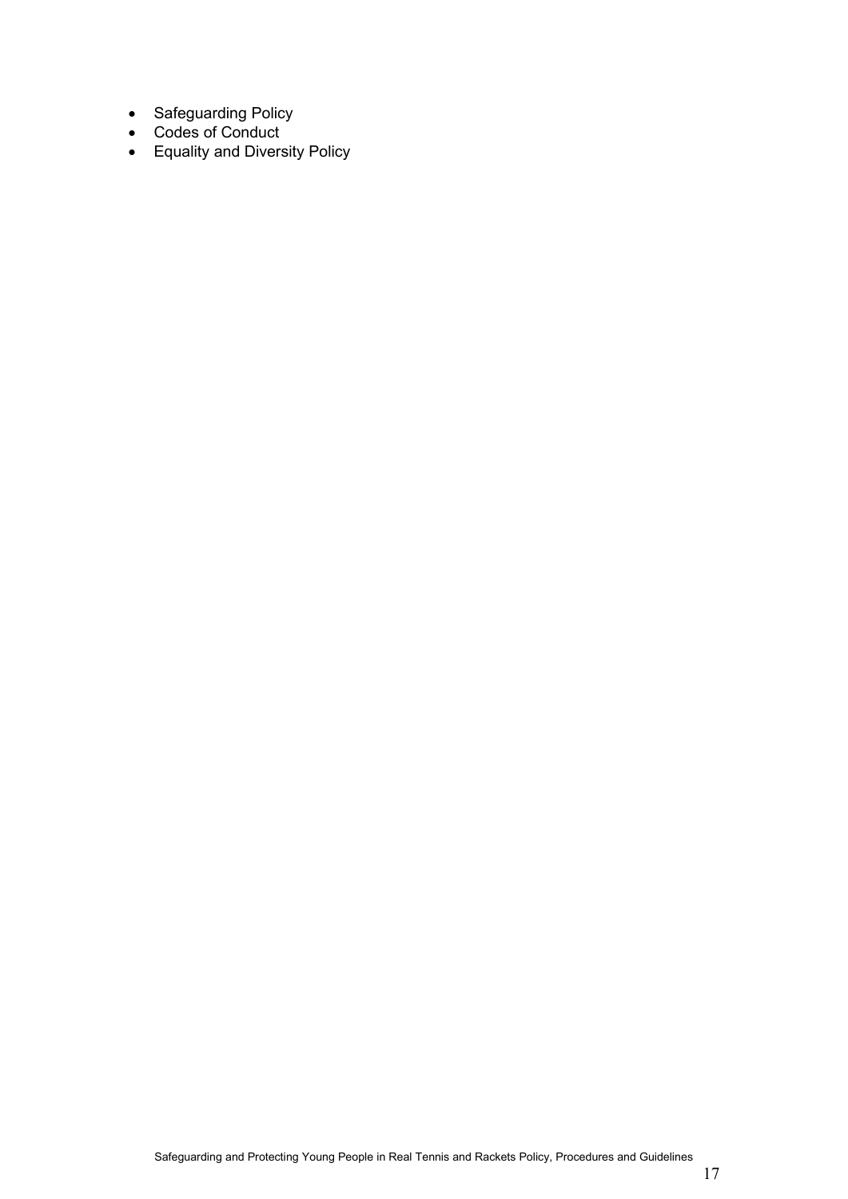- Safeguarding Policy
- Codes of Conduct
- Equality and Diversity Policy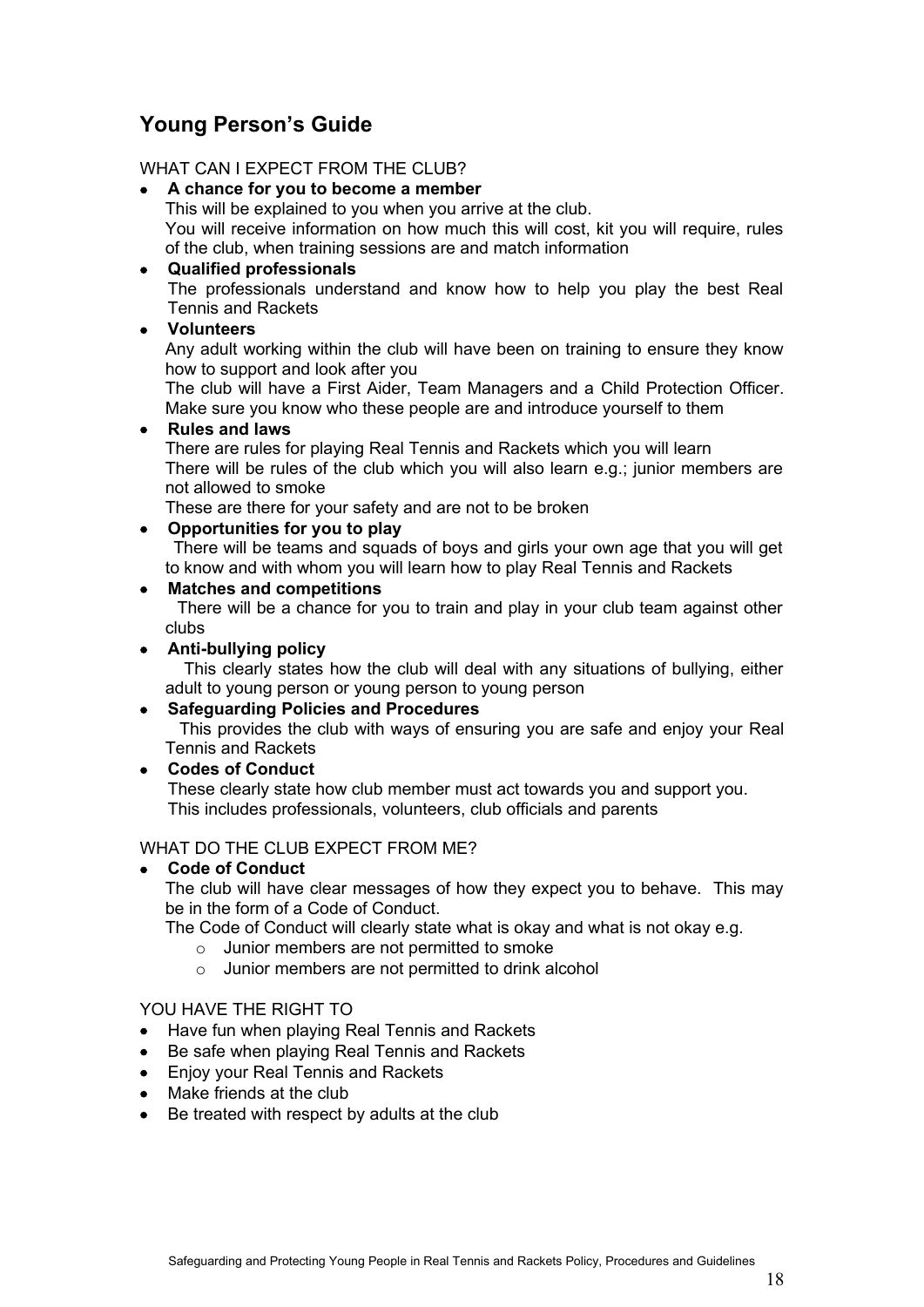## Young Person's Guide

WHAT CAN I EXPECT FROM THE CLUB?

- **A chance for you to become a member**
  This will be explained to you when you arrive at the club.
  You will receive information on how much this will cost, kit you will require, rules of the club, when training sessions are and match information
- **Qualified professionals**
  The professionals understand and know how to help you play the best Real Tennis and Rackets
- **Volunteers**
  Any adult working within the club will have been on training to ensure they know how to support and look after you
  The club will have a First Aider, Team Managers and a Child Protection Officer. Make sure you know who these people are and introduce yourself to them
- **Rules and laws**
  There are rules for playing Real Tennis and Rackets which you will learn
  There will be rules of the club which you will also learn e.g.; junior members are not allowed to smoke
  These are there for your safety and are not to be broken
- **Opportunities for you to play**
  There will be teams and squads of boys and girls your own age that you will get to know and with whom you will learn how to play Real Tennis and Rackets
- **Matches and competitions**
  There will be a chance for you to train and play in your club team against other clubs
- **Anti-bullying policy**
  This clearly states how the club will deal with any situations of bullying, either adult to young person or young person to young person
- **Safeguarding Policies and Procedures**
  This provides the club with ways of ensuring you are safe and enjoy your Real Tennis and Rackets
- **Codes of Conduct**
  These clearly state how club member must act towards you and support you.
  This includes professionals, volunteers, club officials and parents

WHAT DO THE CLUB EXPECT FROM ME?

- **Code of Conduct**
  The club will have clear messages of how they expect you to behave. This may be in the form of a Code of Conduct.
  The Code of Conduct will clearly state what is okay and what is not okay e.g.
  - Junior members are not permitted to smoke
  - Junior members are not permitted to drink alcohol

YOU HAVE THE RIGHT TO

- Have fun when playing Real Tennis and Rackets
- Be safe when playing Real Tennis and Rackets
- Enjoy your Real Tennis and Rackets
- Make friends at the club
- Be treated with respect by adults at the club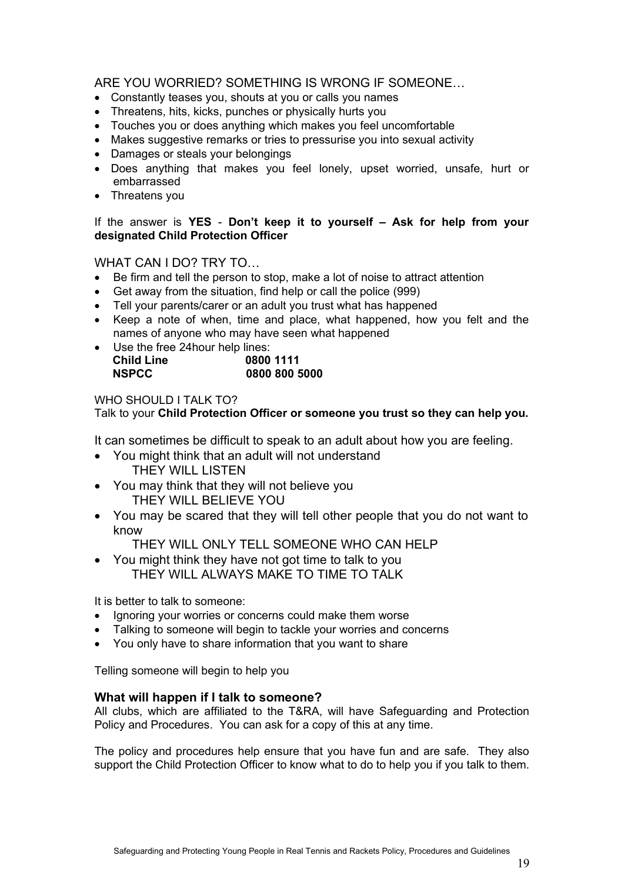ARE YOU WORRIED? SOMETHING IS WRONG IF SOMEONE…

- Constantly teases you, shouts at you or calls you names
- Threatens, hits, kicks, punches or physically hurts you
- Touches you or does anything which makes you feel uncomfortable
- Makes suggestive remarks or tries to pressurise you into sexual activity
- Damages or steals your belongings
- Does anything that makes you feel lonely, upset worried, unsafe, hurt or embarrassed
- Threatens you

If the answer is **YES** - **Don't keep it to yourself – Ask for help from your designated Child Protection Officer**

WHAT CAN I DO? TRY TO…

- Be firm and tell the person to stop, make a lot of noise to attract attention
- Get away from the situation, find help or call the police (999)
- Tell your parents/carer or an adult you trust what has happened
- Keep a note of when, time and place, what happened, how you felt and the names of anyone who may have seen what happened
- Use the free 24hour help lines:
  **Child Line** **0800 1111**
  **NSPCC** **0800 800 5000**

WHO SHOULD I TALK TO?
Talk to your **Child Protection Officer or someone you trust so they can help you.**

It can sometimes be difficult to speak to an adult about how you are feeling.

- You might think that an adult will not understand
  THEY WILL LISTEN
- You may think that they will not believe you
  THEY WILL BELIEVE YOU
- You may be scared that they will tell other people that you do not want to know
  THEY WILL ONLY TELL SOMEONE WHO CAN HELP
- You might think they have not got time to talk to you
  THEY WILL ALWAYS MAKE TO TIME TO TALK

It is better to talk to someone:

- Ignoring your worries or concerns could make them worse
- Talking to someone will begin to tackle your worries and concerns
- You only have to share information that you want to share

Telling someone will begin to help you

### What will happen if I talk to someone?

All clubs, which are affiliated to the T&RA, will have Safeguarding and Protection Policy and Procedures. You can ask for a copy of this at any time.

The policy and procedures help ensure that you have fun and are safe. They also support the Child Protection Officer to know what to do to help you if you talk to them.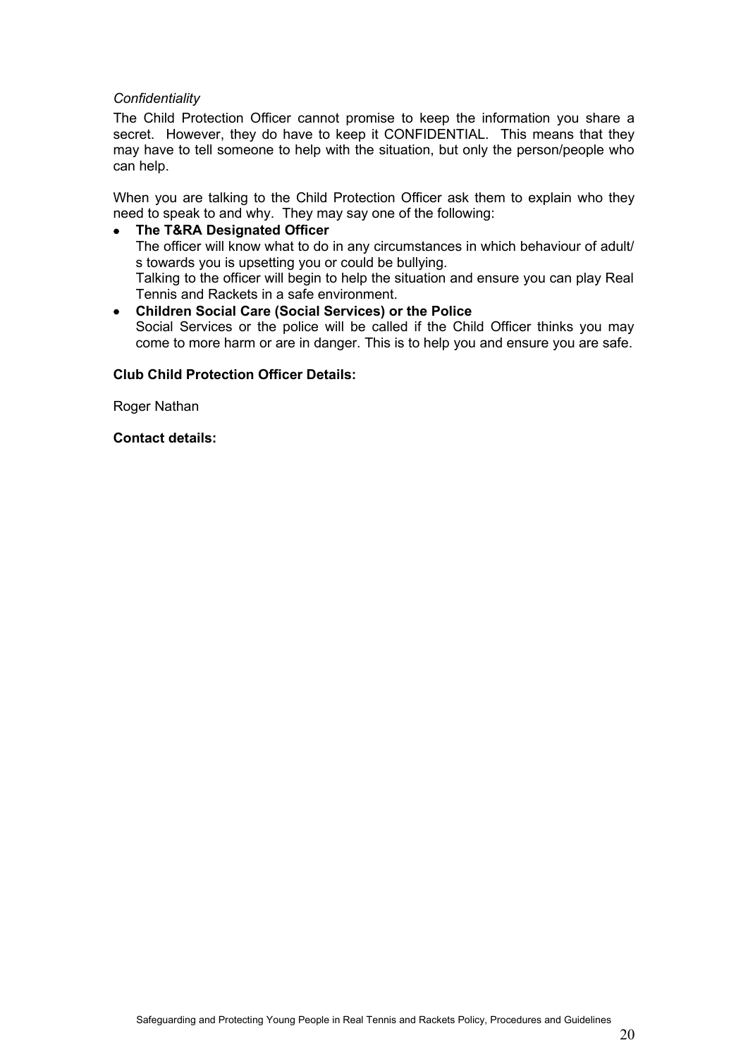*Confidentiality*

The Child Protection Officer cannot promise to keep the information you share a secret. However, they do have to keep it CONFIDENTIAL. This means that they may have to tell someone to help with the situation, but only the person/people who can help.

When you are talking to the Child Protection Officer ask them to explain who they need to speak to and why. They may say one of the following:

- **The T&RA Designated Officer**
  The officer will know what to do in any circumstances in which behaviour of adult/s towards you is upsetting you or could be bullying.
  Talking to the officer will begin to help the situation and ensure you can play Real Tennis and Rackets in a safe environment.
- **Children Social Care (Social Services) or the Police**
  Social Services or the police will be called if the Child Officer thinks you may come to more harm or are in danger. This is to help you and ensure you are safe.

**Club Child Protection Officer Details:**

Roger Nathan

**Contact details:**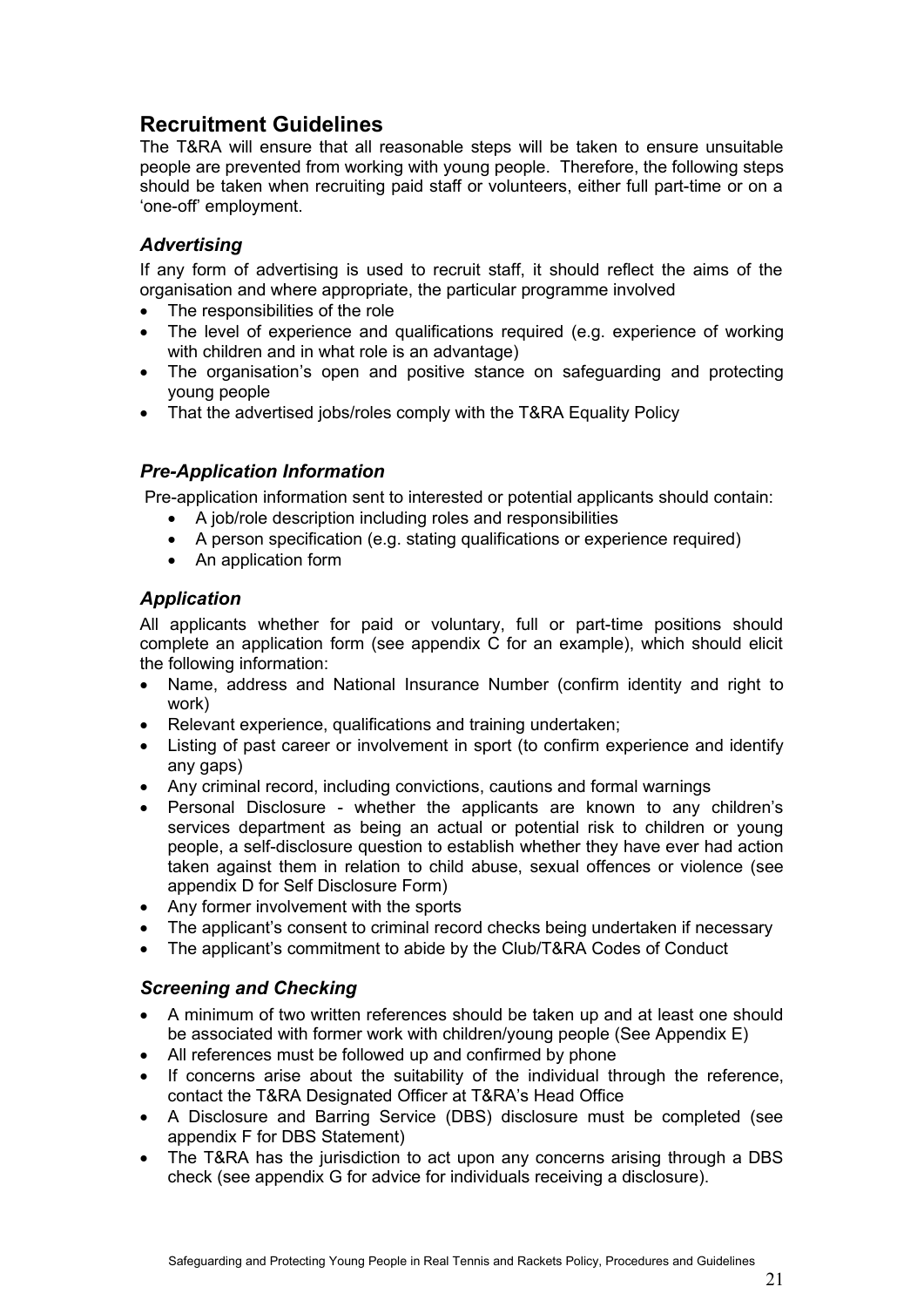## Recruitment Guidelines

The T&RA will ensure that all reasonable steps will be taken to ensure unsuitable people are prevented from working with young people. Therefore, the following steps should be taken when recruiting paid staff or volunteers, either full part-time or on a 'one-off' employment.

### *Advertising*

If any form of advertising is used to recruit staff, it should reflect the aims of the organisation and where appropriate, the particular programme involved

- The responsibilities of the role
- The level of experience and qualifications required (e.g. experience of working with children and in what role is an advantage)
- The organisation's open and positive stance on safeguarding and protecting young people
- That the advertised jobs/roles comply with the T&RA Equality Policy

### *Pre-Application Information*

Pre-application information sent to interested or potential applicants should contain:

- A job/role description including roles and responsibilities
- A person specification (e.g. stating qualifications or experience required)
- An application form

### *Application*

All applicants whether for paid or voluntary, full or part-time positions should complete an application form (see appendix C for an example), which should elicit the following information:

- Name, address and National Insurance Number (confirm identity and right to work)
- Relevant experience, qualifications and training undertaken;
- Listing of past career or involvement in sport (to confirm experience and identify any gaps)
- Any criminal record, including convictions, cautions and formal warnings
- Personal Disclosure - whether the applicants are known to any children's services department as being an actual or potential risk to children or young people, a self-disclosure question to establish whether they have ever had action taken against them in relation to child abuse, sexual offences or violence (see appendix D for Self Disclosure Form)
- Any former involvement with the sports
- The applicant's consent to criminal record checks being undertaken if necessary
- The applicant's commitment to abide by the Club/T&RA Codes of Conduct

### *Screening and Checking*

- A minimum of two written references should be taken up and at least one should be associated with former work with children/young people (See Appendix E)
- All references must be followed up and confirmed by phone
- If concerns arise about the suitability of the individual through the reference, contact the T&RA Designated Officer at T&RA's Head Office
- A Disclosure and Barring Service (DBS) disclosure must be completed (see appendix F for DBS Statement)
- The T&RA has the jurisdiction to act upon any concerns arising through a DBS check (see appendix G for advice for individuals receiving a disclosure).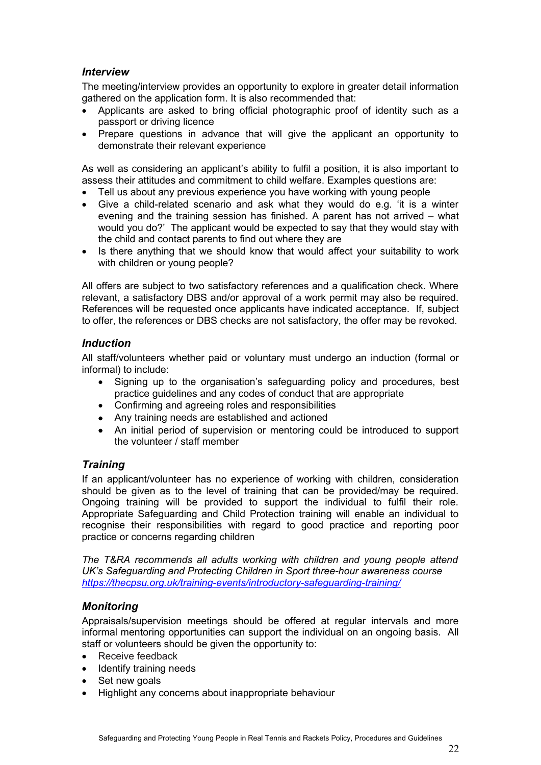### *Interview*

The meeting/interview provides an opportunity to explore in greater detail information gathered on the application form. It is also recommended that:

- Applicants are asked to bring official photographic proof of identity such as a passport or driving licence
- Prepare questions in advance that will give the applicant an opportunity to demonstrate their relevant experience

As well as considering an applicant's ability to fulfil a position, it is also important to assess their attitudes and commitment to child welfare. Examples questions are:

- Tell us about any previous experience you have working with young people
- Give a child-related scenario and ask what they would do e.g. 'it is a winter evening and the training session has finished. A parent has not arrived – what would you do?' The applicant would be expected to say that they would stay with the child and contact parents to find out where they are
- Is there anything that we should know that would affect your suitability to work with children or young people?

All offers are subject to two satisfactory references and a qualification check. Where relevant, a satisfactory DBS and/or approval of a work permit may also be required. References will be requested once applicants have indicated acceptance. If, subject to offer, the references or DBS checks are not satisfactory, the offer may be revoked.

### *Induction*

All staff/volunteers whether paid or voluntary must undergo an induction (formal or informal) to include:

- Signing up to the organisation's safeguarding policy and procedures, best practice guidelines and any codes of conduct that are appropriate
- Confirming and agreeing roles and responsibilities
- Any training needs are established and actioned
- An initial period of supervision or mentoring could be introduced to support the volunteer / staff member

### *Training*

If an applicant/volunteer has no experience of working with children, consideration should be given as to the level of training that can be provided/may be required. Ongoing training will be provided to support the individual to fulfil their role. Appropriate Safeguarding and Child Protection training will enable an individual to recognise their responsibilities with regard to good practice and reporting poor practice or concerns regarding children

*The T&RA recommends all adults working with children and young people attend UK's Safeguarding and Protecting Children in Sport three-hour awareness course* *https://thecpsu.org.uk/training-events/introductory-safeguarding-training/*

### *Monitoring*

Appraisals/supervision meetings should be offered at regular intervals and more informal mentoring opportunities can support the individual on an ongoing basis. All staff or volunteers should be given the opportunity to:

- Receive feedback
- Identify training needs
- Set new goals
- Highlight any concerns about inappropriate behaviour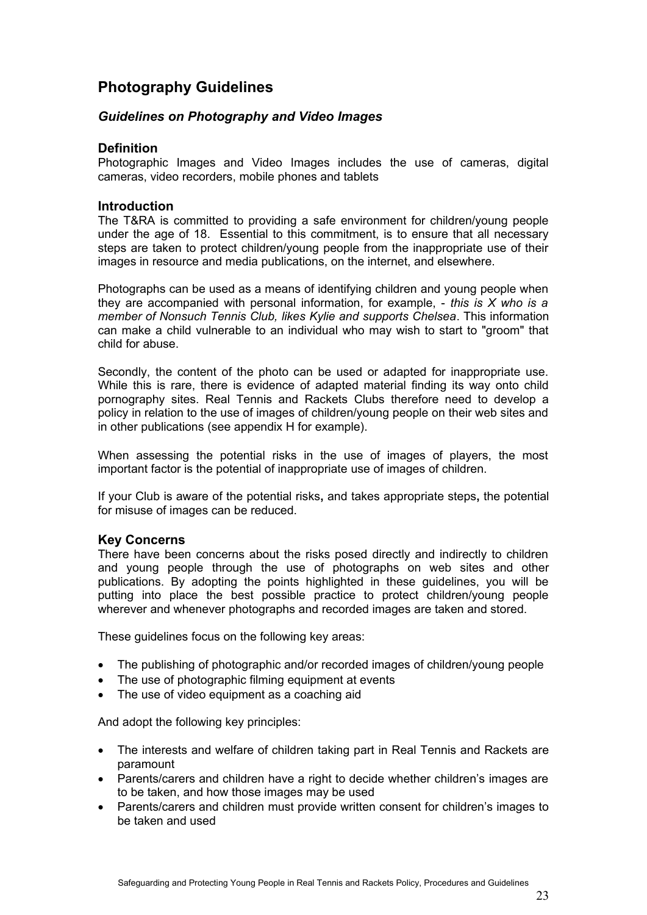## Photography Guidelines

### *Guidelines on Photography and Video Images*

### Definition

Photographic Images and Video Images includes the use of cameras, digital cameras, video recorders, mobile phones and tablets

### Introduction

The T&RA is committed to providing a safe environment for children/young people under the age of 18. Essential to this commitment, is to ensure that all necessary steps are taken to protect children/young people from the inappropriate use of their images in resource and media publications, on the internet, and elsewhere.

Photographs can be used as a means of identifying children and young people when they are accompanied with personal information, for example, - *this is X who is a member of Nonsuch Tennis Club, likes Kylie and supports Chelsea*. This information can make a child vulnerable to an individual who may wish to start to "groom" that child for abuse.

Secondly, the content of the photo can be used or adapted for inappropriate use. While this is rare, there is evidence of adapted material finding its way onto child pornography sites. Real Tennis and Rackets Clubs therefore need to develop a policy in relation to the use of images of children/young people on their web sites and in other publications (see appendix H for example).

When assessing the potential risks in the use of images of players, the most important factor is the potential of inappropriate use of images of children.

If your Club is aware of the potential risks**,** and takes appropriate steps**,** the potential for misuse of images can be reduced.

### Key Concerns

There have been concerns about the risks posed directly and indirectly to children and young people through the use of photographs on web sites and other publications. By adopting the points highlighted in these guidelines, you will be putting into place the best possible practice to protect children/young people wherever and whenever photographs and recorded images are taken and stored.

These guidelines focus on the following key areas:

- The publishing of photographic and/or recorded images of children/young people
- The use of photographic filming equipment at events
- The use of video equipment as a coaching aid

And adopt the following key principles:

- The interests and welfare of children taking part in Real Tennis and Rackets are paramount
- Parents/carers and children have a right to decide whether children's images are to be taken, and how those images may be used
- Parents/carers and children must provide written consent for children's images to be taken and used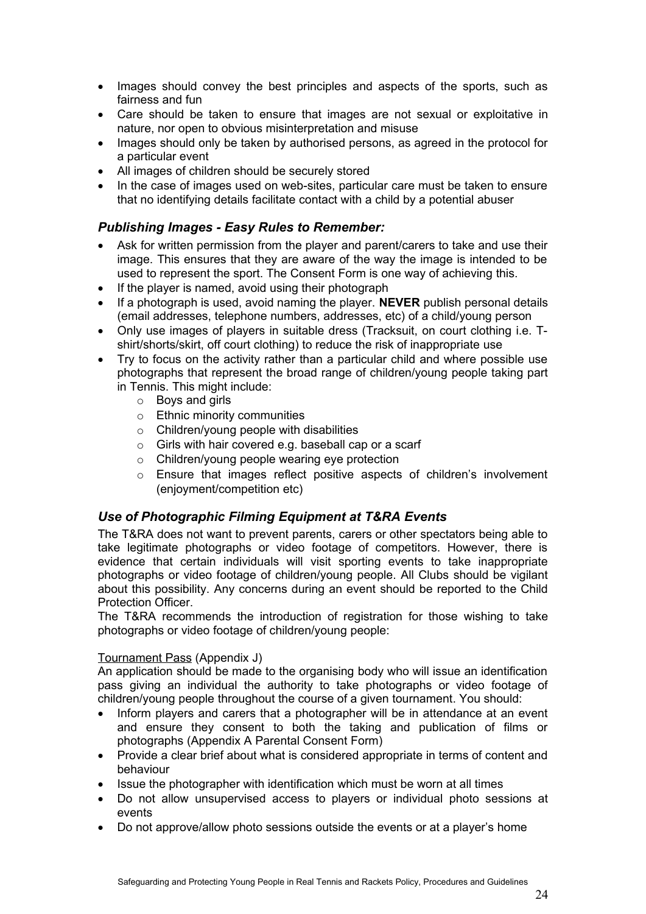- Images should convey the best principles and aspects of the sports, such as fairness and fun
- Care should be taken to ensure that images are not sexual or exploitative in nature, nor open to obvious misinterpretation and misuse
- Images should only be taken by authorised persons, as agreed in the protocol for a particular event
- All images of children should be securely stored
- In the case of images used on web-sites, particular care must be taken to ensure that no identifying details facilitate contact with a child by a potential abuser

### *Publishing Images - Easy Rules to Remember:*

- Ask for written permission from the player and parent/carers to take and use their image. This ensures that they are aware of the way the image is intended to be used to represent the sport. The Consent Form is one way of achieving this.
- If the player is named, avoid using their photograph
- If a photograph is used, avoid naming the player. **NEVER** publish personal details (email addresses, telephone numbers, addresses, etc) of a child/young person
- Only use images of players in suitable dress (Tracksuit, on court clothing i.e. T-shirt/shorts/skirt, off court clothing) to reduce the risk of inappropriate use
- Try to focus on the activity rather than a particular child and where possible use photographs that represent the broad range of children/young people taking part in Tennis. This might include:
    - Boys and girls
    - Ethnic minority communities
    - Children/young people with disabilities
    - Girls with hair covered e.g. baseball cap or a scarf
    - Children/young people wearing eye protection
    - Ensure that images reflect positive aspects of children's involvement (enjoyment/competition etc)

### *Use of Photographic Filming Equipment at T&RA Events*

The T&RA does not want to prevent parents, carers or other spectators being able to take legitimate photographs or video footage of competitors. However, there is evidence that certain individuals will visit sporting events to take inappropriate photographs or video footage of children/young people. All Clubs should be vigilant about this possibility. Any concerns during an event should be reported to the Child Protection Officer.

The T&RA recommends the introduction of registration for those wishing to take photographs or video footage of children/young people:

Tournament Pass (Appendix J)

An application should be made to the organising body who will issue an identification pass giving an individual the authority to take photographs or video footage of children/young people throughout the course of a given tournament. You should:

- Inform players and carers that a photographer will be in attendance at an event and ensure they consent to both the taking and publication of films or photographs (Appendix A Parental Consent Form)
- Provide a clear brief about what is considered appropriate in terms of content and behaviour
- Issue the photographer with identification which must be worn at all times
- Do not allow unsupervised access to players or individual photo sessions at events
- Do not approve/allow photo sessions outside the events or at a player's home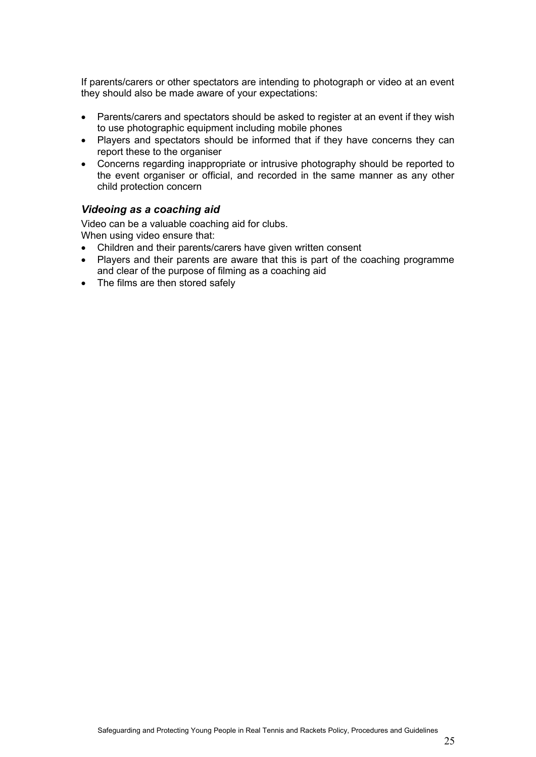If parents/carers or other spectators are intending to photograph or video at an event they should also be made aware of your expectations:

- Parents/carers and spectators should be asked to register at an event if they wish to use photographic equipment including mobile phones
- Players and spectators should be informed that if they have concerns they can report these to the organiser
- Concerns regarding inappropriate or intrusive photography should be reported to the event organiser or official, and recorded in the same manner as any other child protection concern

### *Videoing as a coaching aid*

Video can be a valuable coaching aid for clubs.
When using video ensure that:

- Children and their parents/carers have given written consent
- Players and their parents are aware that this is part of the coaching programme and clear of the purpose of filming as a coaching aid
- The films are then stored safely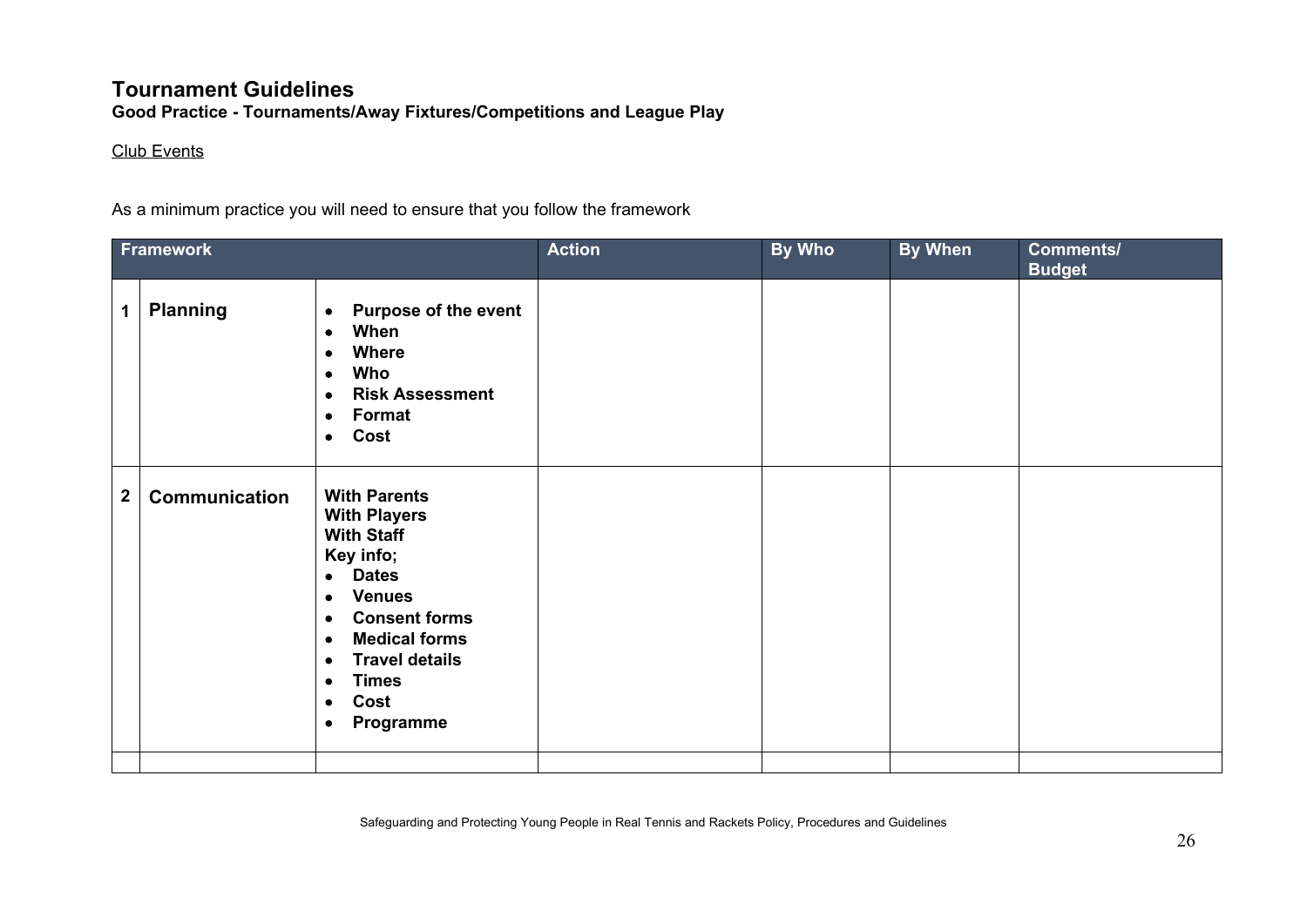## Tournament Guidelines

**Good Practice - Tournaments/Away Fixtures/Competitions and League Play**

Club Events

As a minimum practice you will need to ensure that you follow the framework

| Framework | | | Action | By Who | By When | Comments/ Budget |
|---|---|---|---|---|---|---|
| **1** | **Planning** | • **Purpose of the event**<br>• **When**<br>• **Where**<br>• **Who**<br>• **Risk Assessment**<br>• **Format**<br>• **Cost** | | | | |
| **2** | **Communication** | **With Parents**<br>**With Players**<br>**With Staff**<br>**Key info;**<br>• **Dates**<br>• **Venues**<br>• **Consent forms**<br>• **Medical forms**<br>• **Travel details**<br>• **Times**<br>• **Cost**<br>• **Programme** | | | | |
| | | | | | | |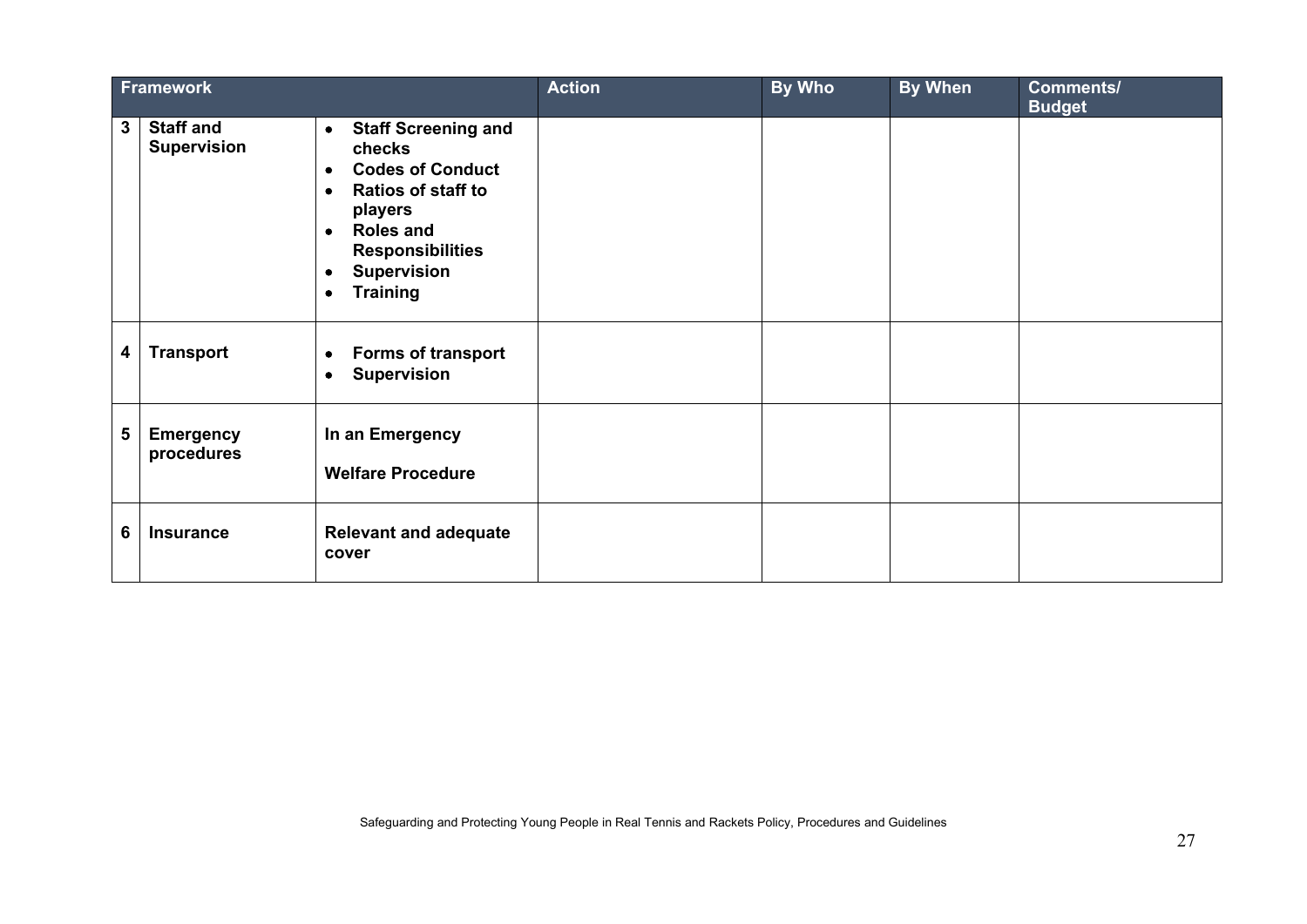| Framework | | | Action | By Who | By When | Comments/ Budget |
|---|---|---|---|---|---|---|
| **3** | **Staff and Supervision** | • **Staff Screening and checks**<br>• **Codes of Conduct**<br>• **Ratios of staff to players**<br>• **Roles and Responsibilities**<br>• **Supervision**<br>• **Training** | | | | |
| **4** | **Transport** | • **Forms of transport**<br>• **Supervision** | | | | |
| **5** | **Emergency procedures** | **In an Emergency**<br><br>**Welfare Procedure** | | | | |
| **6** | **Insurance** | **Relevant and adequate cover** | | | | |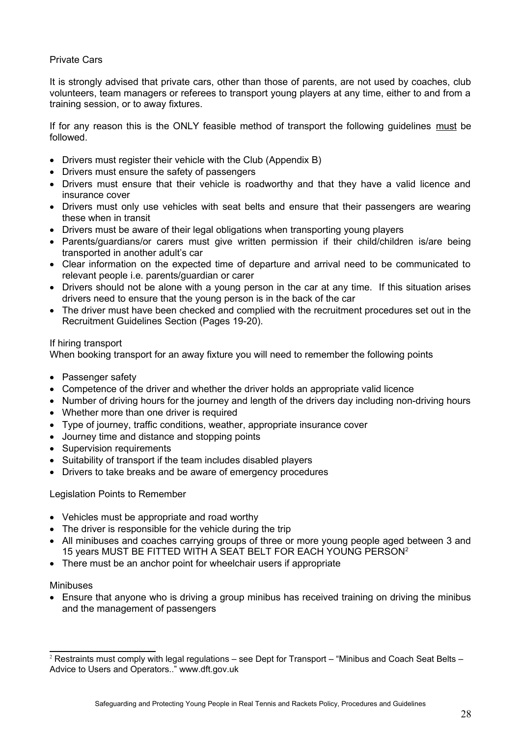### Private Cars

It is strongly advised that private cars, other than those of parents, are not used by coaches, club volunteers, team managers or referees to transport young players at any time, either to and from a training session, or to away fixtures.

If for any reason this is the ONLY feasible method of transport the following guidelines <u>must</u> be followed.

- Drivers must register their vehicle with the Club (Appendix B)
- Drivers must ensure the safety of passengers
- Drivers must ensure that their vehicle is roadworthy and that they have a valid licence and insurance cover
- Drivers must only use vehicles with seat belts and ensure that their passengers are wearing these when in transit
- Drivers must be aware of their legal obligations when transporting young players
- Parents/guardians/or carers must give written permission if their child/children is/are being transported in another adult's car
- Clear information on the expected time of departure and arrival need to be communicated to relevant people i.e. parents/guardian or carer
- Drivers should not be alone with a young person in the car at any time. If this situation arises drivers need to ensure that the young person is in the back of the car
- The driver must have been checked and complied with the recruitment procedures set out in the Recruitment Guidelines Section (Pages 19-20).

### If hiring transport

When booking transport for an away fixture you will need to remember the following points

- Passenger safety
- Competence of the driver and whether the driver holds an appropriate valid licence
- Number of driving hours for the journey and length of the drivers day including non-driving hours
- Whether more than one driver is required
- Type of journey, traffic conditions, weather, appropriate insurance cover
- Journey time and distance and stopping points
- Supervision requirements
- Suitability of transport if the team includes disabled players
- Drivers to take breaks and be aware of emergency procedures

### Legislation Points to Remember

- Vehicles must be appropriate and road worthy
- The driver is responsible for the vehicle during the trip
- All minibuses and coaches carrying groups of three or more young people aged between 3 and 15 years MUST BE FITTED WITH A SEAT BELT FOR EACH YOUNG PERSON[2]
- There must be an anchor point for wheelchair users if appropriate

### Minibuses

- Ensure that anyone who is driving a group minibus has received training on driving the minibus and the management of passengers

---

[2] Restraints must comply with legal regulations – see Dept for Transport – "Minibus and Coach Seat Belts – Advice to Users and Operators.." www.dft.gov.uk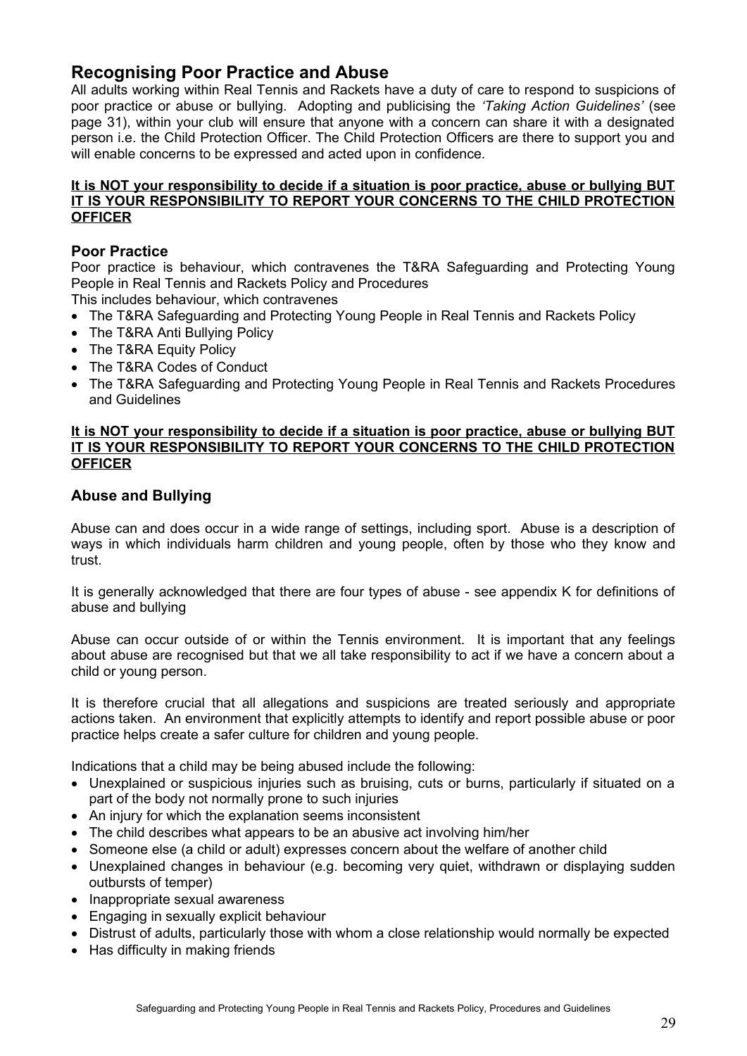## Recognising Poor Practice and Abuse

All adults working within Real Tennis and Rackets have a duty of care to respond to suspicions of poor practice or abuse or bullying. Adopting and publicising the *'Taking Action Guidelines'* (see page 31), within your club will ensure that anyone with a concern can share it with a designated person i.e. the Child Protection Officer. The Child Protection Officers are there to support you and will enable concerns to be expressed and acted upon in confidence.

**It is NOT your responsibility to decide if a situation is poor practice, abuse or bullying BUT IT IS YOUR RESPONSIBILITY TO REPORT YOUR CONCERNS TO THE CHILD PROTECTION OFFICER**

### Poor Practice

Poor practice is behaviour, which contravenes the T&RA Safeguarding and Protecting Young People in Real Tennis and Rackets Policy and Procedures

This includes behaviour, which contravenes

- The T&RA Safeguarding and Protecting Young People in Real Tennis and Rackets Policy
- The T&RA Anti Bullying Policy
- The T&RA Equity Policy
- The T&RA Codes of Conduct
- The T&RA Safeguarding and Protecting Young People in Real Tennis and Rackets Procedures and Guidelines

**It is NOT your responsibility to decide if a situation is poor practice, abuse or bullying BUT IT IS YOUR RESPONSIBILITY TO REPORT YOUR CONCERNS TO THE CHILD PROTECTION OFFICER**

### Abuse and Bullying

Abuse can and does occur in a wide range of settings, including sport. Abuse is a description of ways in which individuals harm children and young people, often by those who they know and trust.

It is generally acknowledged that there are four types of abuse - see appendix K for definitions of abuse and bullying

Abuse can occur outside of or within the Tennis environment. It is important that any feelings about abuse are recognised but that we all take responsibility to act if we have a concern about a child or young person.

It is therefore crucial that all allegations and suspicions are treated seriously and appropriate actions taken. An environment that explicitly attempts to identify and report possible abuse or poor practice helps create a safer culture for children and young people.

Indications that a child may be being abused include the following:

- Unexplained or suspicious injuries such as bruising, cuts or burns, particularly if situated on a part of the body not normally prone to such injuries
- An injury for which the explanation seems inconsistent
- The child describes what appears to be an abusive act involving him/her
- Someone else (a child or adult) expresses concern about the welfare of another child
- Unexplained changes in behaviour (e.g. becoming very quiet, withdrawn or displaying sudden outbursts of temper)
- Inappropriate sexual awareness
- Engaging in sexually explicit behaviour
- Distrust of adults, particularly those with whom a close relationship would normally be expected
- Has difficulty in making friends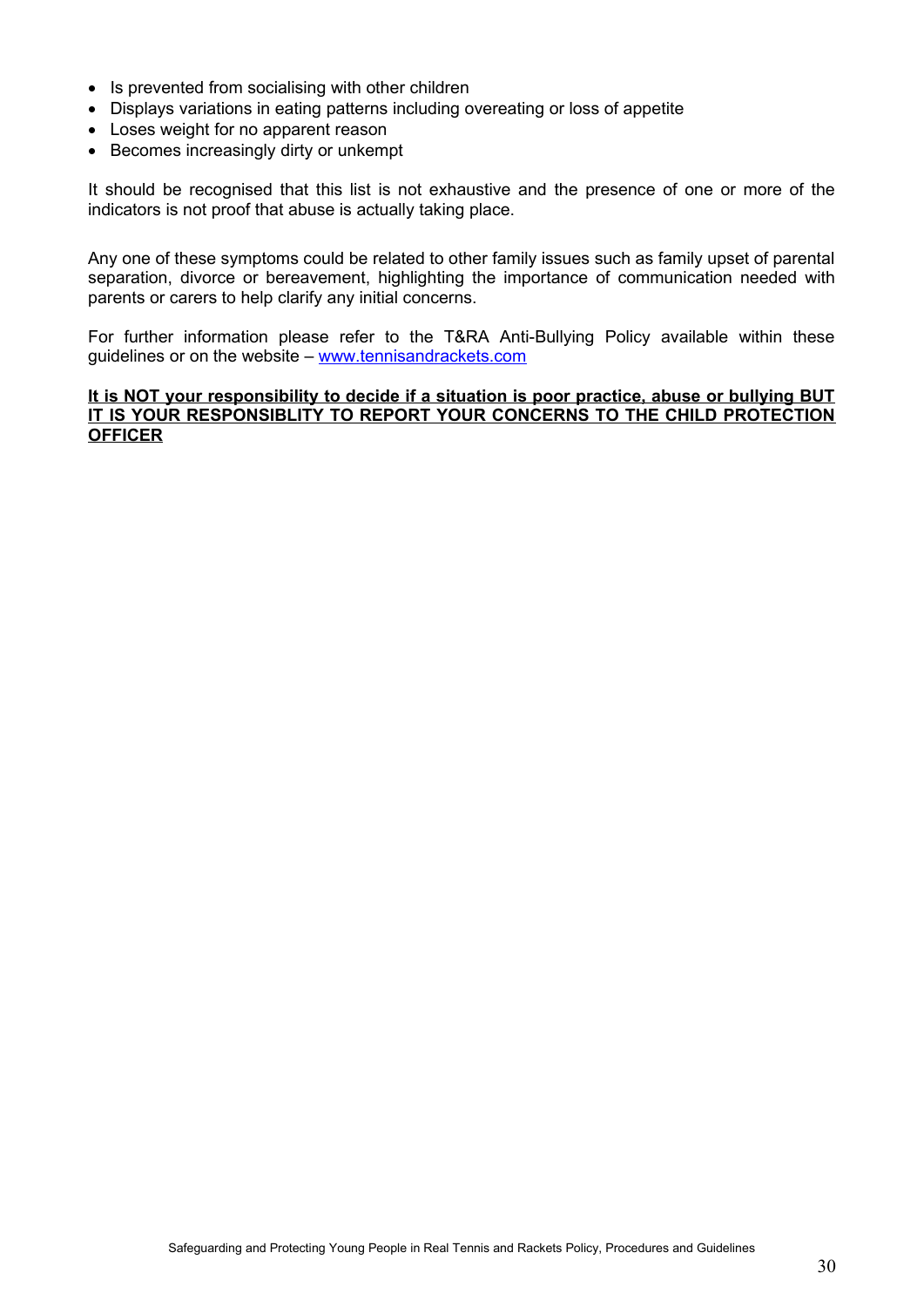- Is prevented from socialising with other children
- Displays variations in eating patterns including overeating or loss of appetite
- Loses weight for no apparent reason
- Becomes increasingly dirty or unkempt

It should be recognised that this list is not exhaustive and the presence of one or more of the indicators is not proof that abuse is actually taking place.

Any one of these symptoms could be related to other family issues such as family upset of parental separation, divorce or bereavement, highlighting the importance of communication needed with parents or carers to help clarify any initial concerns.

For further information please refer to the T&RA Anti-Bullying Policy available within these guidelines or on the website – [www.tennisandrackets.com](http://www.tennisandrackets.com)

**<u>It is NOT your responsibility to decide if a situation is poor practice, abuse or bullying BUT IT IS YOUR RESPONSIBLITY TO REPORT YOUR CONCERNS TO THE CHILD PROTECTION OFFICER</u>**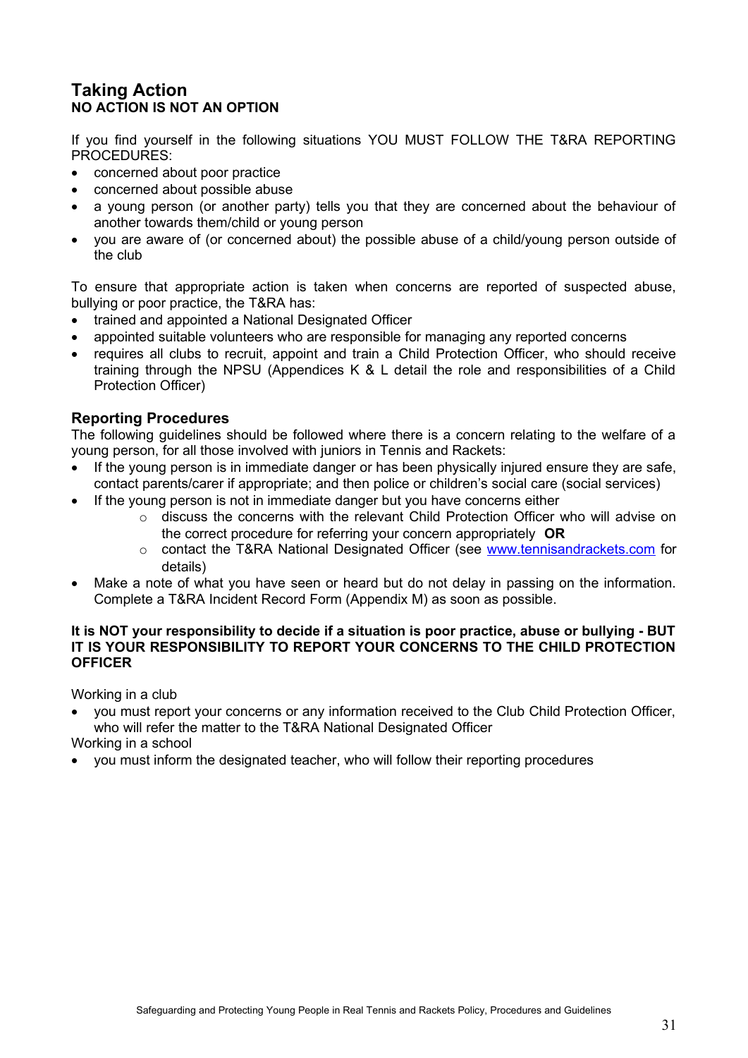## Taking Action

**NO ACTION IS NOT AN OPTION**

If you find yourself in the following situations YOU MUST FOLLOW THE T&RA REPORTING PROCEDURES:

- concerned about poor practice
- concerned about possible abuse
- a young person (or another party) tells you that they are concerned about the behaviour of another towards them/child or young person
- you are aware of (or concerned about) the possible abuse of a child/young person outside of the club

To ensure that appropriate action is taken when concerns are reported of suspected abuse, bullying or poor practice, the T&RA has:

- trained and appointed a National Designated Officer
- appointed suitable volunteers who are responsible for managing any reported concerns
- requires all clubs to recruit, appoint and train a Child Protection Officer, who should receive training through the NPSU (Appendices K & L detail the role and responsibilities of a Child Protection Officer)

### Reporting Procedures

The following guidelines should be followed where there is a concern relating to the welfare of a young person, for all those involved with juniors in Tennis and Rackets:

- If the young person is in immediate danger or has been physically injured ensure they are safe, contact parents/carer if appropriate; and then police or children's social care (social services)
- If the young person is not in immediate danger but you have concerns either
    - discuss the concerns with the relevant Child Protection Officer who will advise on the correct procedure for referring your concern appropriately **OR**
    - contact the T&RA National Designated Officer (see [www.tennisandrackets.com](www.tennisandrackets.com) for details)
- Make a note of what you have seen or heard but do not delay in passing on the information. Complete a T&RA Incident Record Form (Appendix M) as soon as possible.

**It is NOT your responsibility to decide if a situation is poor practice, abuse or bullying - BUT IT IS YOUR RESPONSIBILITY TO REPORT YOUR CONCERNS TO THE CHILD PROTECTION OFFICER**

Working in a club

- you must report your concerns or any information received to the Club Child Protection Officer, who will refer the matter to the T&RA National Designated Officer

Working in a school

- you must inform the designated teacher, who will follow their reporting procedures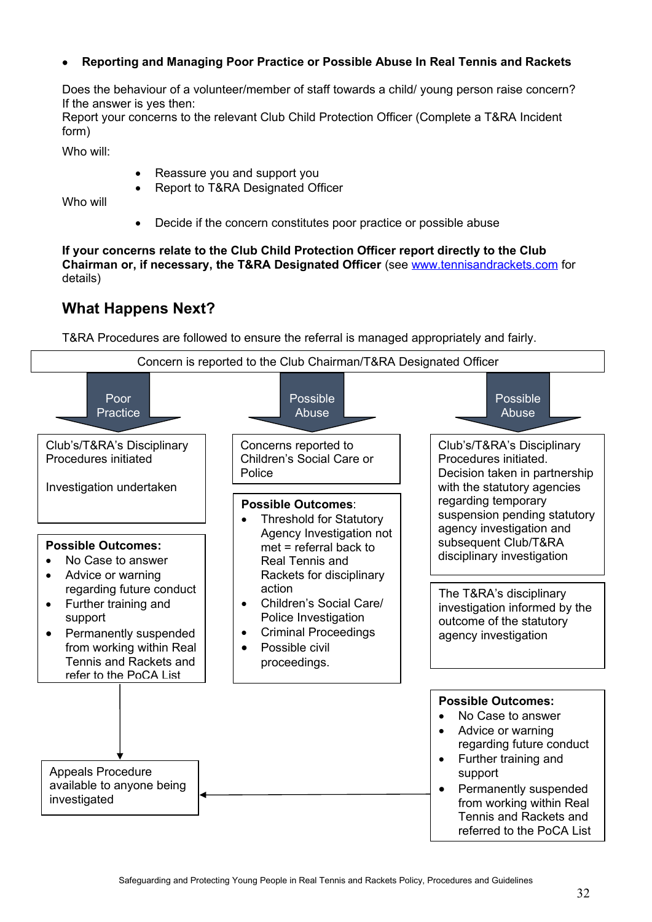- **Reporting and Managing Poor Practice or Possible Abuse In Real Tennis and Rackets**

Does the behaviour of a volunteer/member of staff towards a child/ young person raise concern?
If the answer is yes then:
Report your concerns to the relevant Club Child Protection Officer (Complete a T&RA Incident form)

Who will:

- Reassure you and support you
- Report to T&RA Designated Officer

Who will

- Decide if the concern constitutes poor practice or possible abuse

**If your concerns relate to the Club Child Protection Officer report directly to the Club Chairman or, if necessary, the T&RA Designated Officer** (see www.tennisandrackets.com for details)

## What Happens Next?

T&RA Procedures are followed to ensure the referral is managed appropriately and fairly.

Concern is reported to the Club Chairman/T&RA Designated Officer

**Poor Practice**

Club's/T&RA's Disciplinary Procedures initiated

Investigation undertaken

**Possible Outcomes:**

- No Case to answer
- Advice or warning regarding future conduct
- Further training and support
- Permanently suspended from working within Real Tennis and Rackets and refer to the PoCA List

Appeals Procedure available to anyone being investigated

**Possible Abuse**

Concerns reported to Children's Social Care or Police

**Possible Outcomes**:

- Threshold for Statutory Agency Investigation not met = referral back to Real Tennis and Rackets for disciplinary action
- Children's Social Care/ Police Investigation
- Criminal Proceedings
- Possible civil proceedings.

**Possible Abuse**

Club's/T&RA's Disciplinary Procedures initiated. Decision taken in partnership with the statutory agencies regarding temporary suspension pending statutory agency investigation and subsequent Club/T&RA disciplinary investigation

The T&RA's disciplinary investigation informed by the outcome of the statutory agency investigation

**Possible Outcomes:**

- No Case to answer
- Advice or warning regarding future conduct
- Further training and support
- Permanently suspended from working within Real Tennis and Rackets and referred to the PoCA List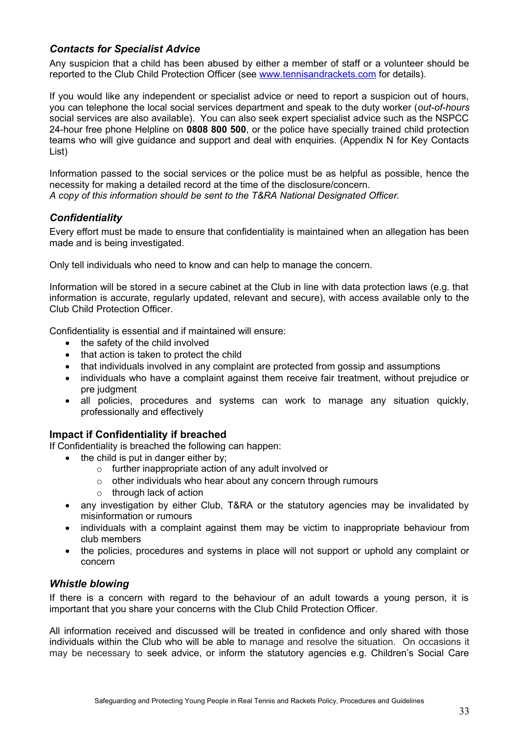### *Contacts for Specialist Advice*

Any suspicion that a child has been abused by either a member of staff or a volunteer should be reported to the Club Child Protection Officer (see www.tennisandrackets.com for details).

If you would like any independent or specialist advice or need to report a suspicion out of hours, you can telephone the local social services department and speak to the duty worker (*out-of-hours* social services are also available). You can also seek expert specialist advice such as the NSPCC 24-hour free phone Helpline on **0808 800 500**, or the police have specially trained child protection teams who will give guidance and support and deal with enquiries. (Appendix N for Key Contacts List)

Information passed to the social services or the police must be as helpful as possible, hence the necessity for making a detailed record at the time of the disclosure/concern.
*A copy of this information should be sent to the T&RA National Designated Officer.*

### *Confidentiality*

Every effort must be made to ensure that confidentiality is maintained when an allegation has been made and is being investigated.

Only tell individuals who need to know and can help to manage the concern.

Information will be stored in a secure cabinet at the Club in line with data protection laws (e.g. that information is accurate, regularly updated, relevant and secure), with access available only to the Club Child Protection Officer.

Confidentiality is essential and if maintained will ensure:

- the safety of the child involved
- that action is taken to protect the child
- that individuals involved in any complaint are protected from gossip and assumptions
- individuals who have a complaint against them receive fair treatment, without prejudice or pre judgment
- all policies, procedures and systems can work to manage any situation quickly, professionally and effectively

### Impact if Confidentiality if breached

If Confidentiality is breached the following can happen:

- the child is put in danger either by;
    - further inappropriate action of any adult involved or
    - other individuals who hear about any concern through rumours
    - through lack of action
- any investigation by either Club, T&RA or the statutory agencies may be invalidated by misinformation or rumours
- individuals with a complaint against them may be victim to inappropriate behaviour from club members
- the policies, procedures and systems in place will not support or uphold any complaint or concern

### *Whistle blowing*

If there is a concern with regard to the behaviour of an adult towards a young person, it is important that you share your concerns with the Club Child Protection Officer.

All information received and discussed will be treated in confidence and only shared with those individuals within the Club who will be able to manage and resolve the situation. On occasions it may be necessary to seek advice, or inform the statutory agencies e.g. Children's Social Care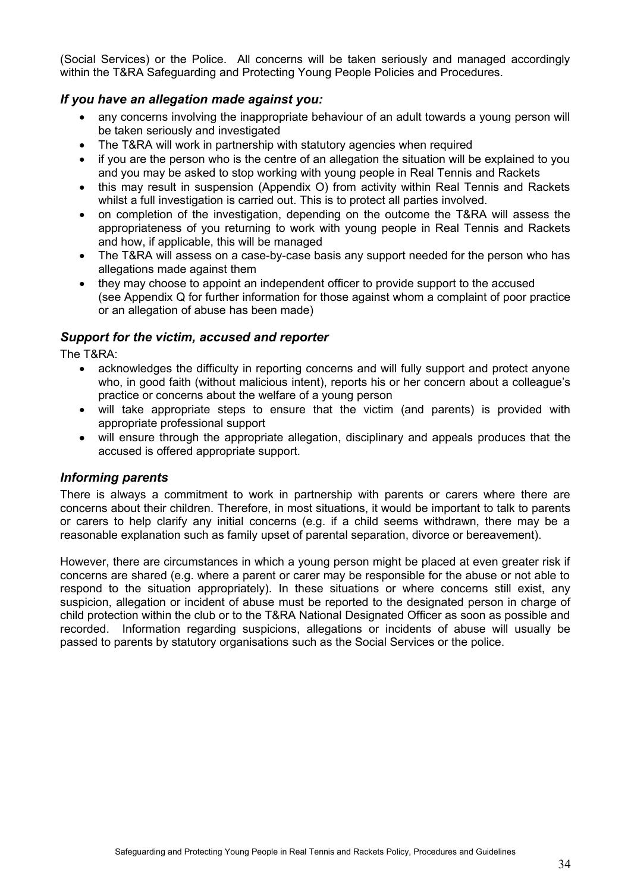(Social Services) or the Police. All concerns will be taken seriously and managed accordingly within the T&RA Safeguarding and Protecting Young People Policies and Procedures.

### *If you have an allegation made against you:*

- any concerns involving the inappropriate behaviour of an adult towards a young person will be taken seriously and investigated
- The T&RA will work in partnership with statutory agencies when required
- if you are the person who is the centre of an allegation the situation will be explained to you and you may be asked to stop working with young people in Real Tennis and Rackets
- this may result in suspension (Appendix O) from activity within Real Tennis and Rackets whilst a full investigation is carried out. This is to protect all parties involved.
- on completion of the investigation, depending on the outcome the T&RA will assess the appropriateness of you returning to work with young people in Real Tennis and Rackets and how, if applicable, this will be managed
- The T&RA will assess on a case-by-case basis any support needed for the person who has allegations made against them
- they may choose to appoint an independent officer to provide support to the accused (see Appendix Q for further information for those against whom a complaint of poor practice or an allegation of abuse has been made)

### *Support for the victim, accused and reporter*

The T&RA:

- acknowledges the difficulty in reporting concerns and will fully support and protect anyone who, in good faith (without malicious intent), reports his or her concern about a colleague's practice or concerns about the welfare of a young person
- will take appropriate steps to ensure that the victim (and parents) is provided with appropriate professional support
- will ensure through the appropriate allegation, disciplinary and appeals produces that the accused is offered appropriate support.

### *Informing parents*

There is always a commitment to work in partnership with parents or carers where there are concerns about their children. Therefore, in most situations, it would be important to talk to parents or carers to help clarify any initial concerns (e.g. if a child seems withdrawn, there may be a reasonable explanation such as family upset of parental separation, divorce or bereavement).

However, there are circumstances in which a young person might be placed at even greater risk if concerns are shared (e.g. where a parent or carer may be responsible for the abuse or not able to respond to the situation appropriately). In these situations or where concerns still exist, any suspicion, allegation or incident of abuse must be reported to the designated person in charge of child protection within the club or to the T&RA National Designated Officer as soon as possible and recorded. Information regarding suspicions, allegations or incidents of abuse will usually be passed to parents by statutory organisations such as the Social Services or the police.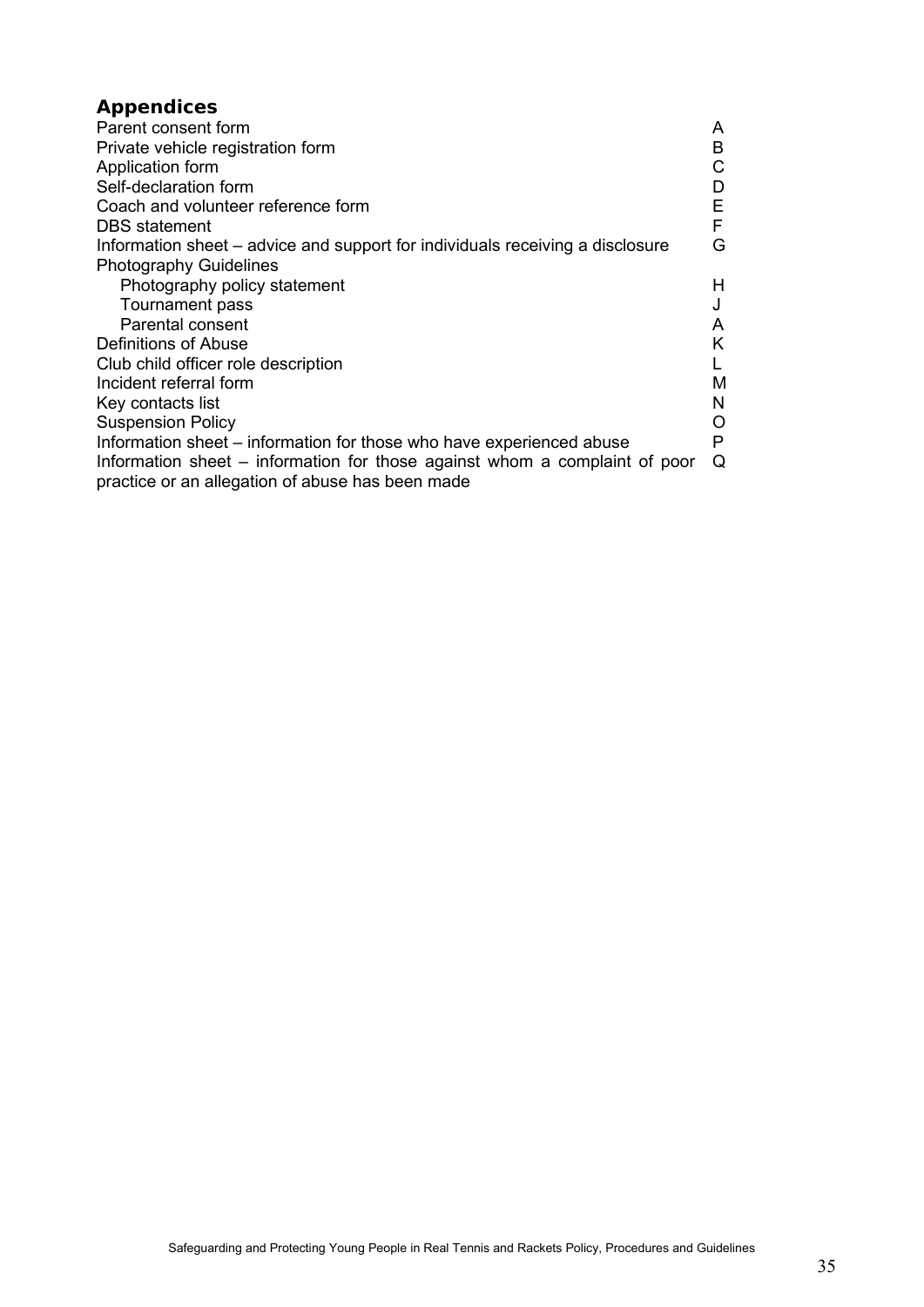## Appendices

| | |
|---|---|
| Parent consent form | A |
| Private vehicle registration form | B |
| Application form | C |
| Self-declaration form | D |
| Coach and volunteer reference form | E |
| DBS statement | F |
| Information sheet – advice and support for individuals receiving a disclosure | G |
| Photography Guidelines | |
| Photography policy statement | H |
| Tournament pass | J |
| Parental consent | A |
| Definitions of Abuse | K |
| Club child officer role description | L |
| Incident referral form | M |
| Key contacts list | N |
| Suspension Policy | O |
| Information sheet – information for those who have experienced abuse | P |
| Information sheet – information for those against whom a complaint of poor practice or an allegation of abuse has been made | Q |